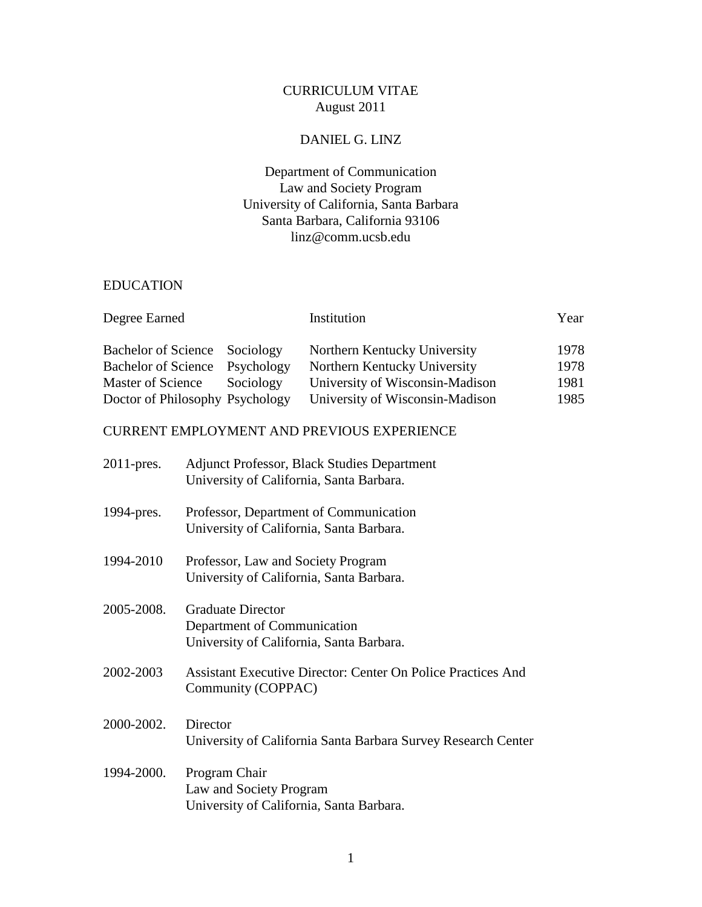CURRICULUM VITAE
August 2011

DANIEL G. LINZ

Department of Communication
Law and Society Program
University of California, Santa Barbara
Santa Barbara, California 93106
linz@comm.ucsb.edu

## EDUCATION

| Degree Earned | | Institution | Year |
|---|---|---|---|
| Bachelor of Science | Sociology | Northern Kentucky University | 1978 |
| Bachelor of Science | Psychology | Northern Kentucky University | 1978 |
| Master of Science | Sociology | University of Wisconsin-Madison | 1981 |
| Doctor of Philosophy | Psychology | University of Wisconsin-Madison | 1985 |

## CURRENT EMPLOYMENT AND PREVIOUS EXPERIENCE

2011-pres. Adjunct Professor, Black Studies Department
University of California, Santa Barbara.

1994-pres. Professor, Department of Communication
University of California, Santa Barbara.

1994-2010 Professor, Law and Society Program
University of California, Santa Barbara.

2005-2008. Graduate Director
Department of Communication
University of California, Santa Barbara.

2002-2003 Assistant Executive Director: Center On Police Practices And Community (COPPAC)

2000-2002. Director
University of California Santa Barbara Survey Research Center

1994-2000. Program Chair
Law and Society Program
University of California, Santa Barbara.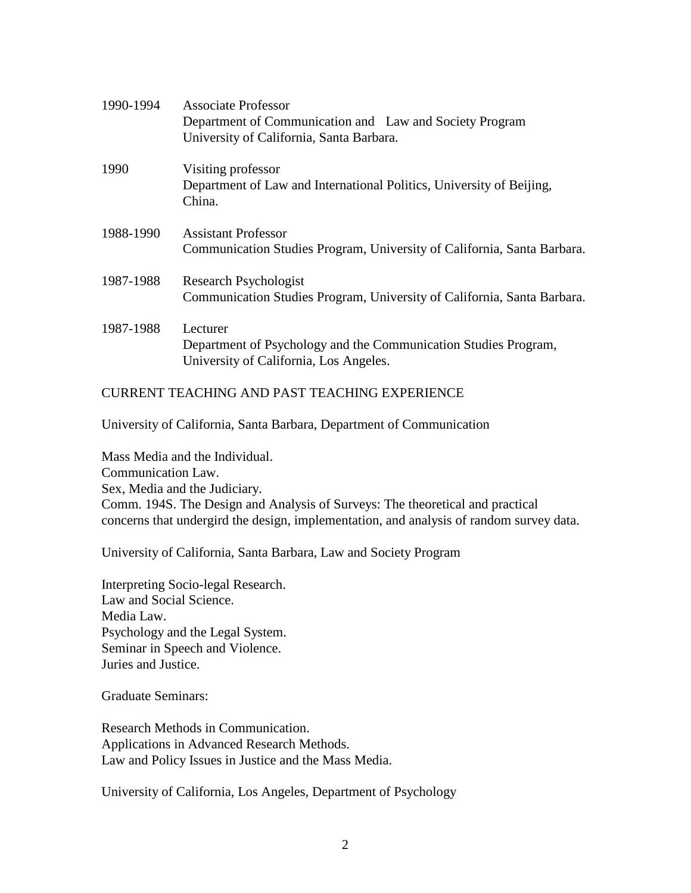1990-1994 Associate Professor
Department of Communication and Law and Society Program
University of California, Santa Barbara.

1990 Visiting professor
Department of Law and International Politics, University of Beijing, China.

1988-1990 Assistant Professor
Communication Studies Program, University of California, Santa Barbara.

1987-1988 Research Psychologist
Communication Studies Program, University of California, Santa Barbara.

1987-1988 Lecturer
Department of Psychology and the Communication Studies Program, University of California, Los Angeles.

## CURRENT TEACHING AND PAST TEACHING EXPERIENCE

University of California, Santa Barbara, Department of Communication

Mass Media and the Individual.
Communication Law.
Sex, Media and the Judiciary.
Comm. 194S. The Design and Analysis of Surveys: The theoretical and practical concerns that undergird the design, implementation, and analysis of random survey data.

University of California, Santa Barbara, Law and Society Program

Interpreting Socio-legal Research.
Law and Social Science.
Media Law.
Psychology and the Legal System.
Seminar in Speech and Violence.
Juries and Justice.

Graduate Seminars:

Research Methods in Communication.
Applications in Advanced Research Methods.
Law and Policy Issues in Justice and the Mass Media.

University of California, Los Angeles, Department of Psychology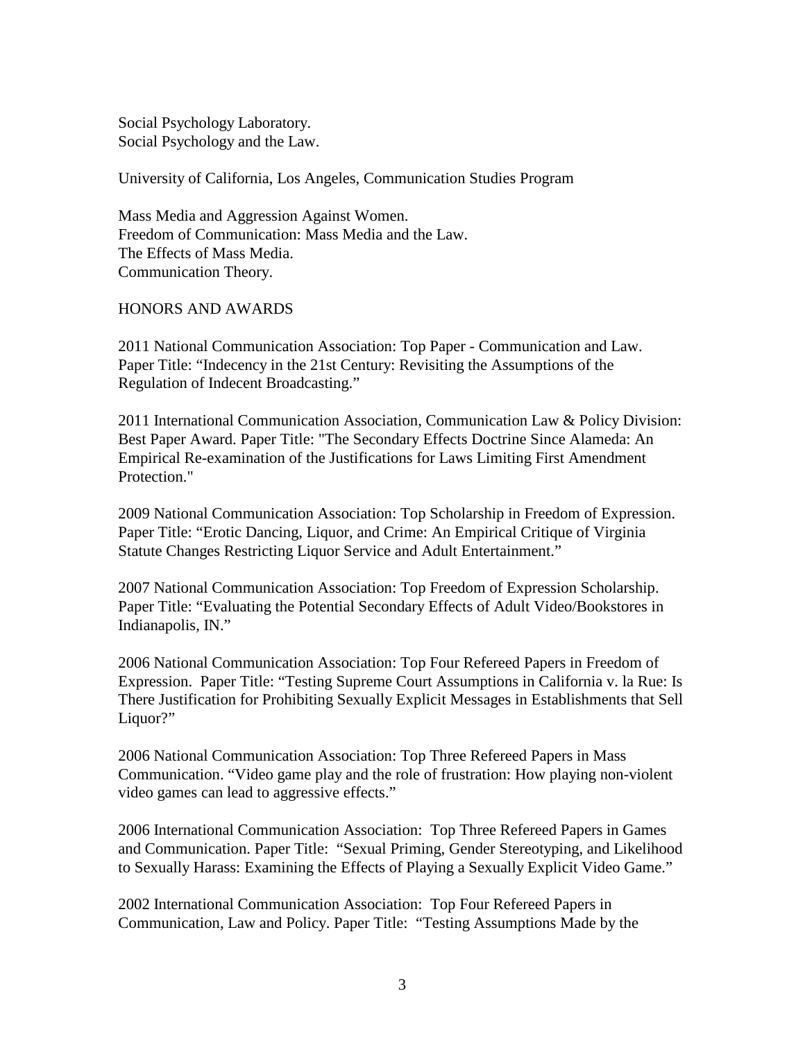Social Psychology Laboratory.
Social Psychology and the Law.

University of California, Los Angeles, Communication Studies Program

Mass Media and Aggression Against Women.
Freedom of Communication: Mass Media and the Law.
The Effects of Mass Media.
Communication Theory.

## HONORS AND AWARDS

2011 National Communication Association: Top Paper - Communication and Law. Paper Title: "Indecency in the 21st Century: Revisiting the Assumptions of the Regulation of Indecent Broadcasting."

2011 International Communication Association, Communication Law & Policy Division: Best Paper Award. Paper Title: "The Secondary Effects Doctrine Since Alameda: An Empirical Re-examination of the Justifications for Laws Limiting First Amendment Protection."

2009 National Communication Association: Top Scholarship in Freedom of Expression. Paper Title: "Erotic Dancing, Liquor, and Crime: An Empirical Critique of Virginia Statute Changes Restricting Liquor Service and Adult Entertainment."

2007 National Communication Association: Top Freedom of Expression Scholarship. Paper Title: "Evaluating the Potential Secondary Effects of Adult Video/Bookstores in Indianapolis, IN."

2006 National Communication Association: Top Four Refereed Papers in Freedom of Expression. Paper Title: "Testing Supreme Court Assumptions in California v. la Rue: Is There Justification for Prohibiting Sexually Explicit Messages in Establishments that Sell Liquor?"

2006 National Communication Association: Top Three Refereed Papers in Mass Communication. "Video game play and the role of frustration: How playing non-violent video games can lead to aggressive effects."

2006 International Communication Association: Top Three Refereed Papers in Games and Communication. Paper Title: "Sexual Priming, Gender Stereotyping, and Likelihood to Sexually Harass: Examining the Effects of Playing a Sexually Explicit Video Game."

2002 International Communication Association: Top Four Refereed Papers in Communication, Law and Policy. Paper Title: "Testing Assumptions Made by the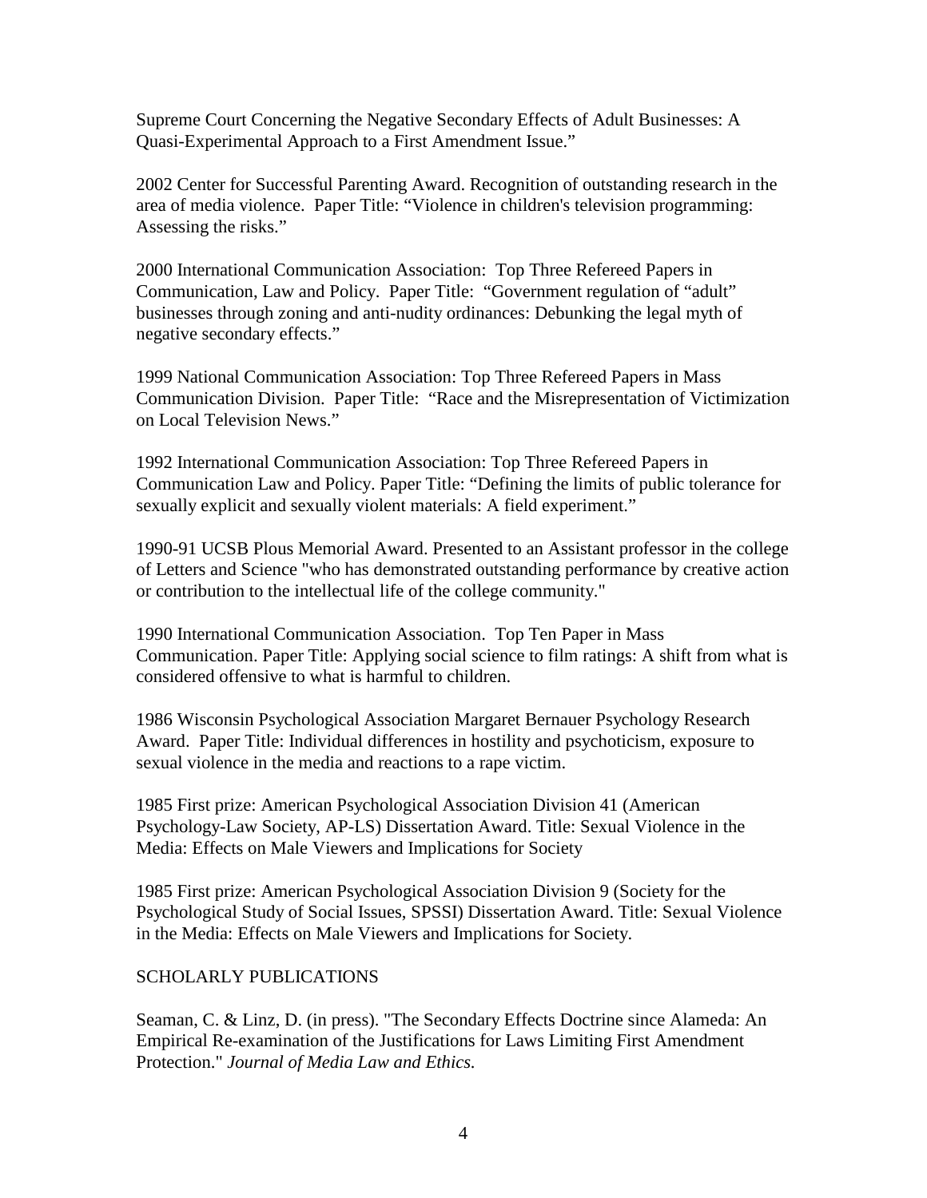Supreme Court Concerning the Negative Secondary Effects of Adult Businesses: A Quasi-Experimental Approach to a First Amendment Issue."

2002 Center for Successful Parenting Award. Recognition of outstanding research in the area of media violence. Paper Title: "Violence in children's television programming: Assessing the risks."

2000 International Communication Association: Top Three Refereed Papers in Communication, Law and Policy. Paper Title: "Government regulation of "adult" businesses through zoning and anti-nudity ordinances: Debunking the legal myth of negative secondary effects."

1999 National Communication Association: Top Three Refereed Papers in Mass Communication Division. Paper Title: "Race and the Misrepresentation of Victimization on Local Television News."

1992 International Communication Association: Top Three Refereed Papers in Communication Law and Policy. Paper Title: "Defining the limits of public tolerance for sexually explicit and sexually violent materials: A field experiment."

1990-91 UCSB Plous Memorial Award. Presented to an Assistant professor in the college of Letters and Science "who has demonstrated outstanding performance by creative action or contribution to the intellectual life of the college community."

1990 International Communication Association. Top Ten Paper in Mass Communication. Paper Title: Applying social science to film ratings: A shift from what is considered offensive to what is harmful to children.

1986 Wisconsin Psychological Association Margaret Bernauer Psychology Research Award. Paper Title: Individual differences in hostility and psychoticism, exposure to sexual violence in the media and reactions to a rape victim.

1985 First prize: American Psychological Association Division 41 (American Psychology-Law Society, AP-LS) Dissertation Award. Title: Sexual Violence in the Media: Effects on Male Viewers and Implications for Society

1985 First prize: American Psychological Association Division 9 (Society for the Psychological Study of Social Issues, SPSSI) Dissertation Award. Title: Sexual Violence in the Media: Effects on Male Viewers and Implications for Society.

## SCHOLARLY PUBLICATIONS

Seaman, C. & Linz, D. (in press). "The Secondary Effects Doctrine since Alameda: An Empirical Re-examination of the Justifications for Laws Limiting First Amendment Protection." *Journal of Media Law and Ethics.*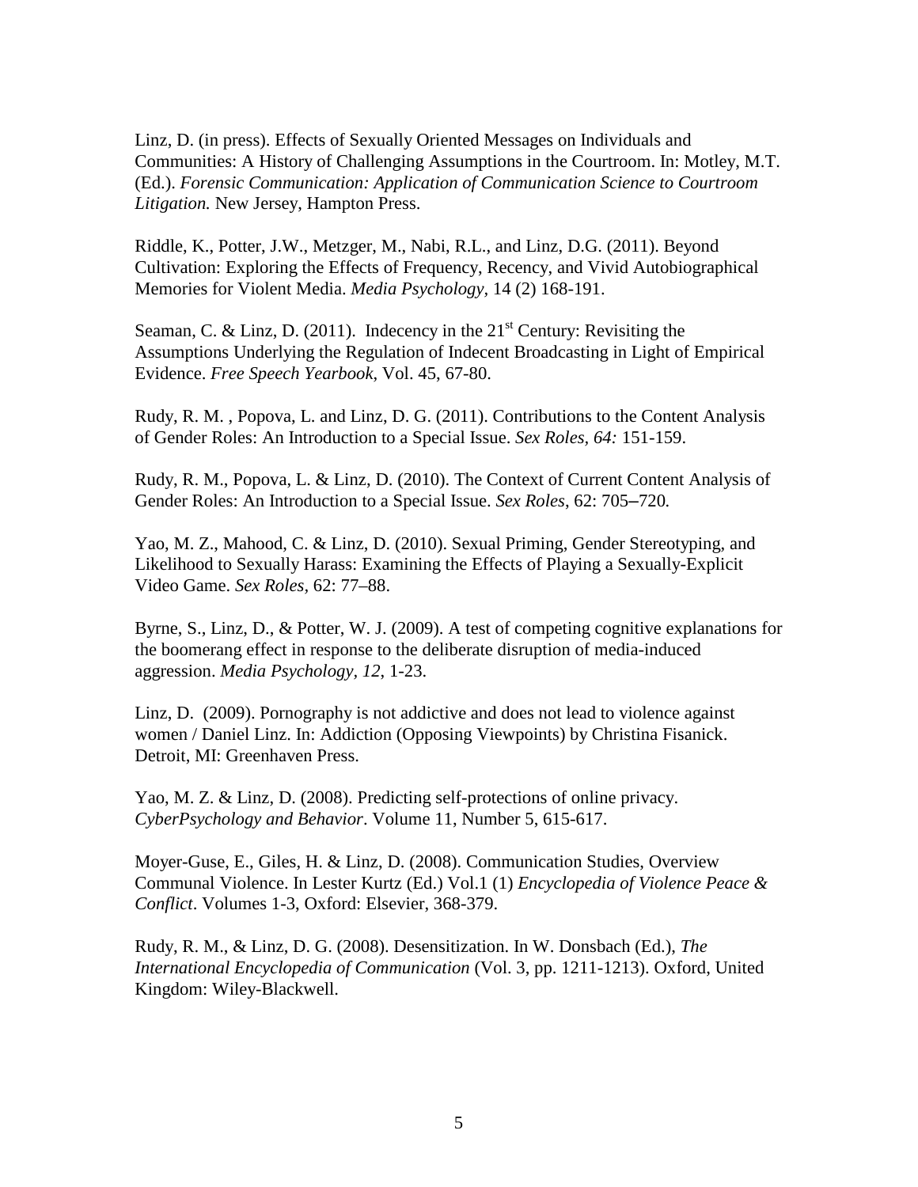Linz, D. (in press). Effects of Sexually Oriented Messages on Individuals and Communities: A History of Challenging Assumptions in the Courtroom. In: Motley, M.T. (Ed.). *Forensic Communication: Application of Communication Science to Courtroom Litigation.* New Jersey, Hampton Press.

Riddle, K., Potter, J.W., Metzger, M., Nabi, R.L., and Linz, D.G. (2011). Beyond Cultivation: Exploring the Effects of Frequency, Recency, and Vivid Autobiographical Memories for Violent Media. *Media Psychology,* 14 (2) 168-191.

Seaman, C. & Linz, D. (2011). Indecency in the 21st Century: Revisiting the Assumptions Underlying the Regulation of Indecent Broadcasting in Light of Empirical Evidence. *Free Speech Yearbook*, Vol. 45, 67-80.

Rudy, R. M. , Popova, L. and Linz, D. G. (2011). Contributions to the Content Analysis of Gender Roles: An Introduction to a Special Issue. *Sex Roles, 64:* 151-159.

Rudy, R. M., Popova, L. & Linz, D. (2010). The Context of Current Content Analysis of Gender Roles: An Introduction to a Special Issue. *Sex Roles*, 62: 705–720*.*

Yao, M. Z., Mahood, C. & Linz, D. (2010). Sexual Priming, Gender Stereotyping, and Likelihood to Sexually Harass: Examining the Effects of Playing a Sexually-Explicit Video Game. *Sex Roles,* 62: 77–88.

Byrne, S., Linz, D., & Potter, W. J. (2009). A test of competing cognitive explanations for the boomerang effect in response to the deliberate disruption of media-induced aggression. *Media Psychology, 12,* 1-23.

Linz, D. (2009). Pornography is not addictive and does not lead to violence against women / Daniel Linz. In: Addiction (Opposing Viewpoints) by Christina Fisanick. Detroit, MI: Greenhaven Press.

Yao, M. Z. & Linz, D. (2008). Predicting self-protections of online privacy. *CyberPsychology and Behavior*. Volume 11, Number 5, 615-617.

Moyer-Guse, E., Giles, H. & Linz, D. (2008). Communication Studies, Overview Communal Violence. In Lester Kurtz (Ed.) Vol.1 (1) *Encyclopedia of Violence Peace & Conflict*. Volumes 1-3, Oxford: Elsevier, 368-379.

Rudy, R. M., & Linz, D. G. (2008). Desensitization. In W. Donsbach (Ed.), *The International Encyclopedia of Communication* (Vol. 3, pp. 1211-1213). Oxford, United Kingdom: Wiley-Blackwell.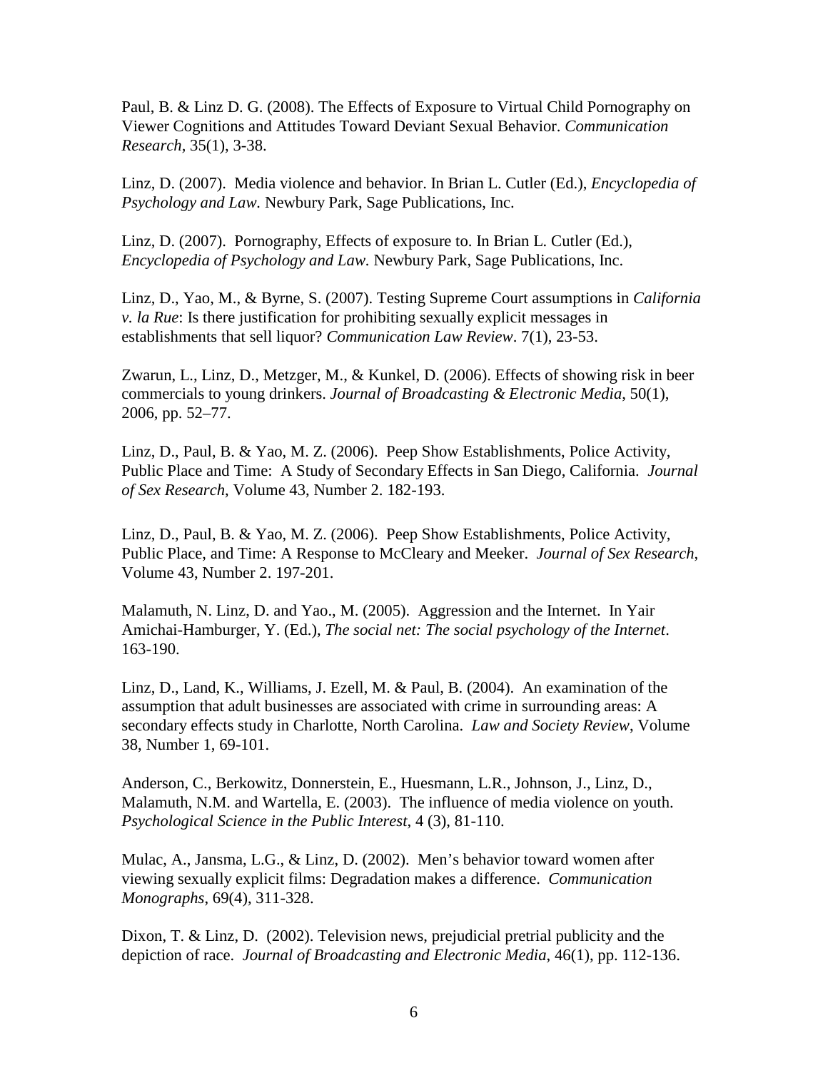Paul, B. & Linz D. G. (2008). The Effects of Exposure to Virtual Child Pornography on Viewer Cognitions and Attitudes Toward Deviant Sexual Behavior. *Communication Research*, 35(1), 3-38.

Linz, D. (2007). Media violence and behavior. In Brian L. Cutler (Ed.), *Encyclopedia of Psychology and Law*. Newbury Park, Sage Publications, Inc.

Linz, D. (2007). Pornography, Effects of exposure to. In Brian L. Cutler (Ed.), *Encyclopedia of Psychology and Law*. Newbury Park, Sage Publications, Inc.

Linz, D., Yao, M., & Byrne, S. (2007). Testing Supreme Court assumptions in *California v. la Rue*: Is there justification for prohibiting sexually explicit messages in establishments that sell liquor? *Communication Law Review*. 7(1), 23-53.

Zwarun, L., Linz, D., Metzger, M., & Kunkel, D. (2006). Effects of showing risk in beer commercials to young drinkers. *Journal of Broadcasting & Electronic Media*, 50(1), 2006, pp. 52–77.

Linz, D., Paul, B. & Yao, M. Z. (2006). Peep Show Establishments, Police Activity, Public Place and Time: A Study of Secondary Effects in San Diego, California. *Journal of Sex Research*, Volume 43, Number 2. 182-193.

Linz, D., Paul, B. & Yao, M. Z. (2006). Peep Show Establishments, Police Activity, Public Place, and Time: A Response to McCleary and Meeker. *Journal of Sex Research*, Volume 43, Number 2. 197-201.

Malamuth, N. Linz, D. and Yao., M. (2005). Aggression and the Internet. In Yair Amichai-Hamburger, Y. (Ed.), *The social net: The social psychology of the Internet*. 163-190.

Linz, D., Land, K., Williams, J. Ezell, M. & Paul, B. (2004). An examination of the assumption that adult businesses are associated with crime in surrounding areas: A secondary effects study in Charlotte, North Carolina. *Law and Society Review*, Volume 38, Number 1, 69-101.

Anderson, C., Berkowitz, Donnerstein, E., Huesmann, L.R., Johnson, J., Linz, D., Malamuth, N.M. and Wartella, E. (2003). The influence of media violence on youth. *Psychological Science in the Public Interest*, 4 (3), 81-110.

Mulac, A., Jansma, L.G., & Linz, D. (2002). Men's behavior toward women after viewing sexually explicit films: Degradation makes a difference. *Communication Monographs*, 69(4), 311-328.

Dixon, T. & Linz, D. (2002). Television news, prejudicial pretrial publicity and the depiction of race. *Journal of Broadcasting and Electronic Media*, 46(1), pp. 112-136.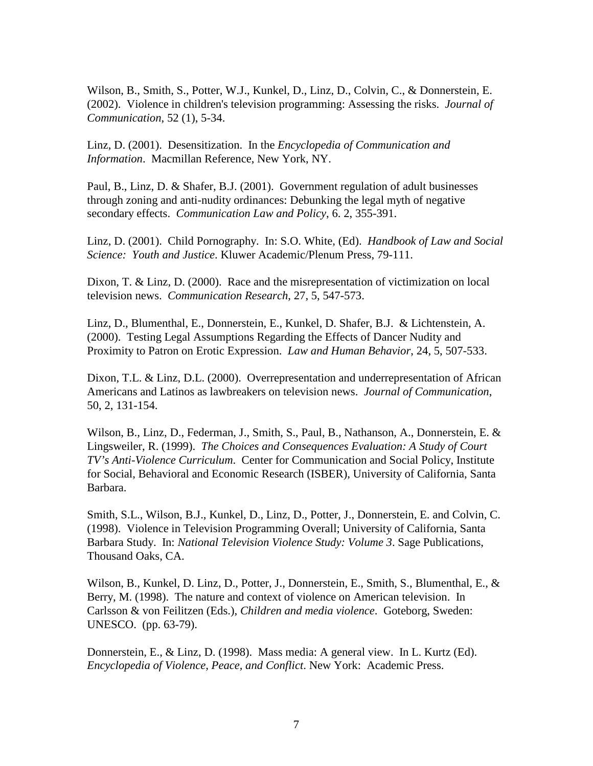Wilson, B., Smith, S., Potter, W.J., Kunkel, D., Linz, D., Colvin, C., & Donnerstein, E. (2002). Violence in children's television programming: Assessing the risks. *Journal of Communication*, 52 (1), 5-34.

Linz, D. (2001). Desensitization. In the *Encyclopedia of Communication and Information*. Macmillan Reference, New York, NY.

Paul, B., Linz, D. & Shafer, B.J. (2001). Government regulation of adult businesses through zoning and anti-nudity ordinances: Debunking the legal myth of negative secondary effects. *Communication Law and Policy*, 6. 2, 355-391.

Linz, D. (2001). Child Pornography. In: S.O. White, (Ed). *Handbook of Law and Social Science: Youth and Justice*. Kluwer Academic/Plenum Press, 79-111.

Dixon, T. & Linz, D. (2000). Race and the misrepresentation of victimization on local television news. *Communication Research*, 27, 5, 547-573.

Linz, D., Blumenthal, E., Donnerstein, E., Kunkel, D. Shafer, B.J. & Lichtenstein, A. (2000). Testing Legal Assumptions Regarding the Effects of Dancer Nudity and Proximity to Patron on Erotic Expression. *Law and Human Behavior*, 24, 5, 507-533.

Dixon, T.L. & Linz, D.L. (2000). Overrepresentation and underrepresentation of African Americans and Latinos as lawbreakers on television news. *Journal of Communication*, 50, 2, 131-154.

Wilson, B., Linz, D., Federman, J., Smith, S., Paul, B., Nathanson, A., Donnerstein, E. & Lingsweiler, R. (1999). *The Choices and Consequences Evaluation: A Study of Court TV's Anti-Violence Curriculum*. Center for Communication and Social Policy, Institute for Social, Behavioral and Economic Research (ISBER), University of California, Santa Barbara.

Smith, S.L., Wilson, B.J., Kunkel, D., Linz, D., Potter, J., Donnerstein, E. and Colvin, C. (1998). Violence in Television Programming Overall; University of California, Santa Barbara Study. In: *National Television Violence Study: Volume 3*. Sage Publications, Thousand Oaks, CA.

Wilson, B., Kunkel, D. Linz, D., Potter, J., Donnerstein, E., Smith, S., Blumenthal, E., & Berry, M. (1998). The nature and context of violence on American television. In Carlsson & von Feilitzen (Eds.), *Children and media violence*. Goteborg, Sweden: UNESCO. (pp. 63-79).

Donnerstein, E., & Linz, D. (1998). Mass media: A general view. In L. Kurtz (Ed). *Encyclopedia of Violence, Peace, and Conflict*. New York: Academic Press.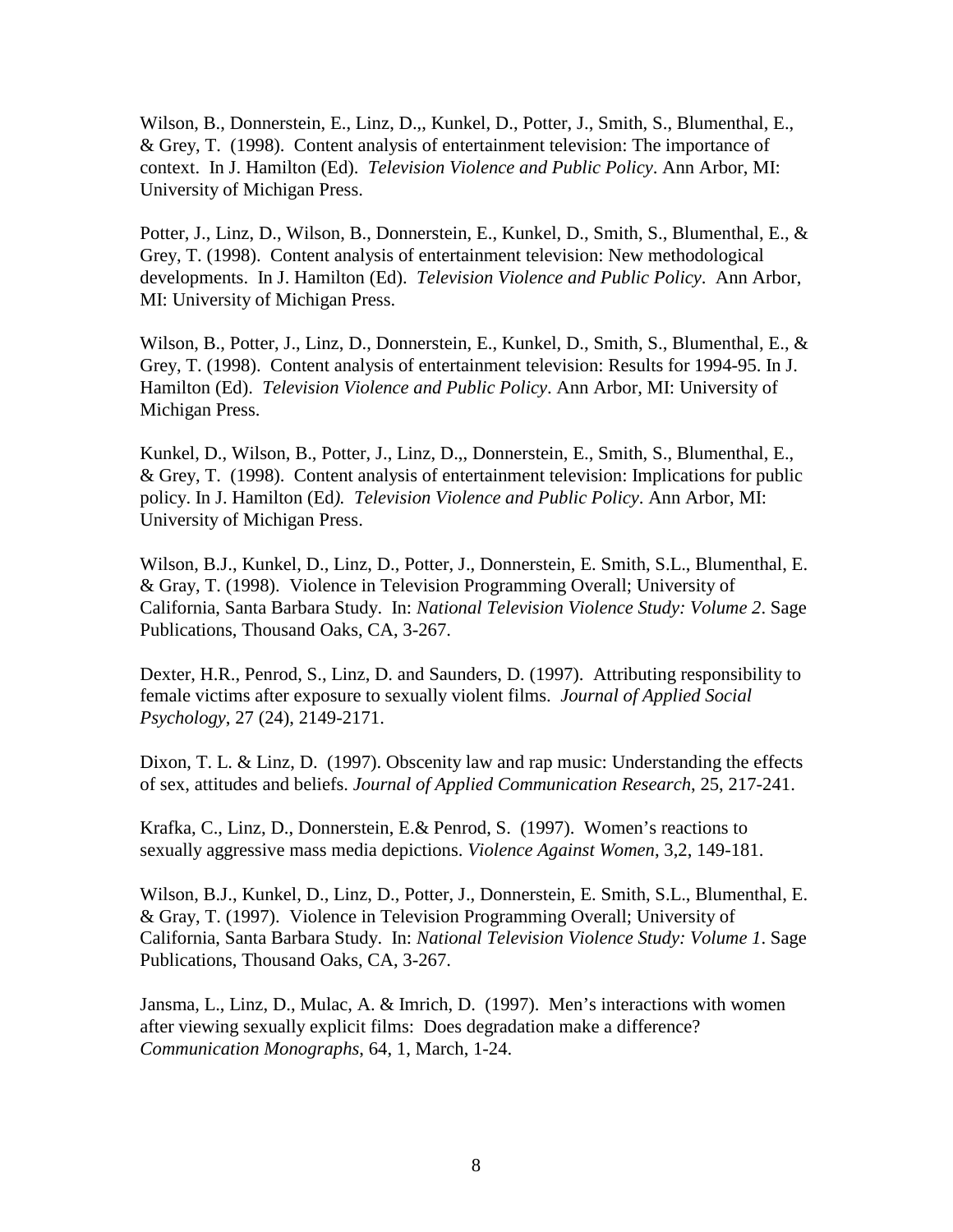Wilson, B., Donnerstein, E., Linz, D.,, Kunkel, D., Potter, J., Smith, S., Blumenthal, E., & Grey, T. (1998). Content analysis of entertainment television: The importance of context. In J. Hamilton (Ed). *Television Violence and Public Policy*. Ann Arbor, MI: University of Michigan Press.

Potter, J., Linz, D., Wilson, B., Donnerstein, E., Kunkel, D., Smith, S., Blumenthal, E., & Grey, T. (1998). Content analysis of entertainment television: New methodological developments. In J. Hamilton (Ed). *Television Violence and Public Policy*. Ann Arbor, MI: University of Michigan Press.

Wilson, B., Potter, J., Linz, D., Donnerstein, E., Kunkel, D., Smith, S., Blumenthal, E., & Grey, T. (1998). Content analysis of entertainment television: Results for 1994-95. In J. Hamilton (Ed). *Television Violence and Public Policy*. Ann Arbor, MI: University of Michigan Press.

Kunkel, D., Wilson, B., Potter, J., Linz, D.,, Donnerstein, E., Smith, S., Blumenthal, E., & Grey, T. (1998). Content analysis of entertainment television: Implications for public policy. In J. Hamilton (Ed*).* *Television Violence and Public Policy*. Ann Arbor, MI: University of Michigan Press.

Wilson, B.J., Kunkel, D., Linz, D., Potter, J., Donnerstein, E. Smith, S.L., Blumenthal, E. & Gray, T. (1998). Violence in Television Programming Overall; University of California, Santa Barbara Study. In: *National Television Violence Study: Volume 2*. Sage Publications, Thousand Oaks, CA, 3-267.

Dexter, H.R., Penrod, S., Linz, D. and Saunders, D. (1997). Attributing responsibility to female victims after exposure to sexually violent films. *Journal of Applied Social Psychology*, 27 (24), 2149-2171.

Dixon, T. L. & Linz, D. (1997). Obscenity law and rap music: Understanding the effects of sex, attitudes and beliefs. *Journal of Applied Communication Research*, 25, 217-241.

Krafka, C., Linz, D., Donnerstein, E.& Penrod, S. (1997). Women's reactions to sexually aggressive mass media depictions. *Violence Against Women*, 3,2, 149-181.

Wilson, B.J., Kunkel, D., Linz, D., Potter, J., Donnerstein, E. Smith, S.L., Blumenthal, E. & Gray, T. (1997). Violence in Television Programming Overall; University of California, Santa Barbara Study. In: *National Television Violence Study: Volume 1*. Sage Publications, Thousand Oaks, CA, 3-267.

Jansma, L., Linz, D., Mulac, A. & Imrich, D. (1997). Men's interactions with women after viewing sexually explicit films: Does degradation make a difference? *Communication Monographs*, 64, 1, March, 1-24.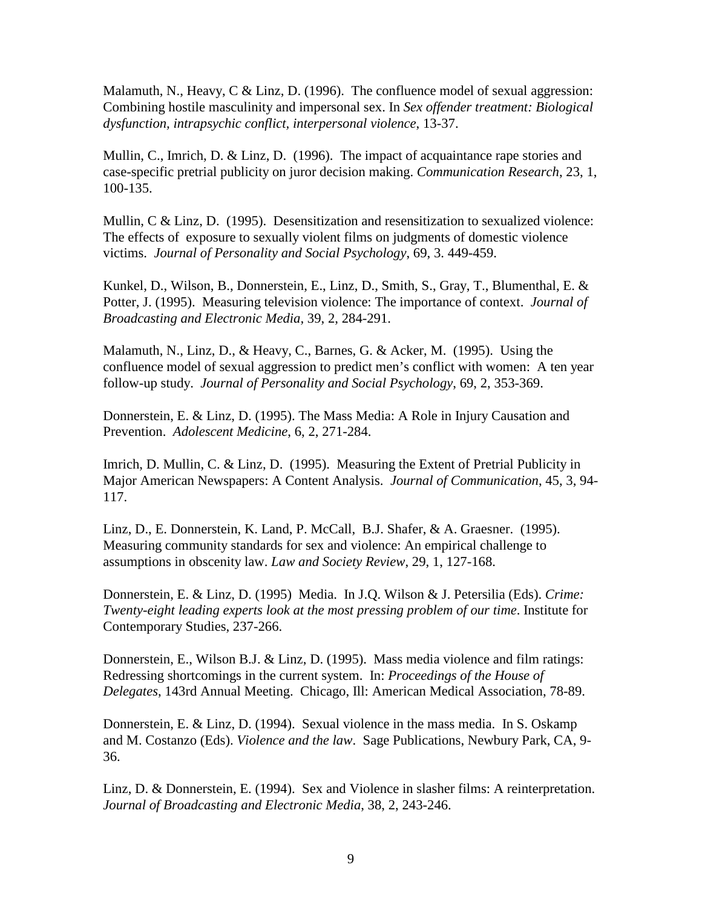Malamuth, N., Heavy, C & Linz, D. (1996). The confluence model of sexual aggression: Combining hostile masculinity and impersonal sex. In *Sex offender treatment: Biological dysfunction, intrapsychic conflict, interpersonal violence*, 13-37.

Mullin, C., Imrich, D. & Linz, D. (1996). The impact of acquaintance rape stories and case-specific pretrial publicity on juror decision making. *Communication Research*, 23, 1, 100-135.

Mullin, C & Linz, D. (1995). Desensitization and resensitization to sexualized violence: The effects of exposure to sexually violent films on judgments of domestic violence victims. *Journal of Personality and Social Psychology*, 69, 3. 449-459.

Kunkel, D., Wilson, B., Donnerstein, E., Linz, D., Smith, S., Gray, T., Blumenthal, E. & Potter, J. (1995). Measuring television violence: The importance of context. *Journal of Broadcasting and Electronic Media,* 39, 2, 284-291.

Malamuth, N., Linz, D., & Heavy, C., Barnes, G. & Acker, M. (1995). Using the confluence model of sexual aggression to predict men's conflict with women: A ten year follow-up study. *Journal of Personality and Social Psychology*, 69, 2, 353-369.

Donnerstein, E. & Linz, D. (1995). The Mass Media: A Role in Injury Causation and Prevention. *Adolescent Medicine*, 6, 2, 271-284.

Imrich, D. Mullin, C. & Linz, D. (1995). Measuring the Extent of Pretrial Publicity in Major American Newspapers: A Content Analysis. *Journal of Communication*, 45, 3, 94-117.

Linz, D., E. Donnerstein, K. Land, P. McCall, B.J. Shafer, & A. Graesner. (1995). Measuring community standards for sex and violence: An empirical challenge to assumptions in obscenity law. *Law and Society Review,* 29, 1, 127-168.

Donnerstein, E. & Linz, D. (1995) Media. In J.Q. Wilson & J. Petersilia (Eds). *Crime: Twenty-eight leading experts look at the most pressing problem of our time*. Institute for Contemporary Studies, 237-266.

Donnerstein, E., Wilson B.J. & Linz, D. (1995). Mass media violence and film ratings: Redressing shortcomings in the current system. In: *Proceedings of the House of Delegates*, 143rd Annual Meeting. Chicago, Ill: American Medical Association, 78-89.

Donnerstein, E. & Linz, D. (1994). Sexual violence in the mass media. In S. Oskamp and M. Costanzo (Eds). *Violence and the law*. Sage Publications, Newbury Park, CA, 9-36.

Linz, D. & Donnerstein, E. (1994). Sex and Violence in slasher films: A reinterpretation. *Journal of Broadcasting and Electronic Media*, 38, 2, 243-246.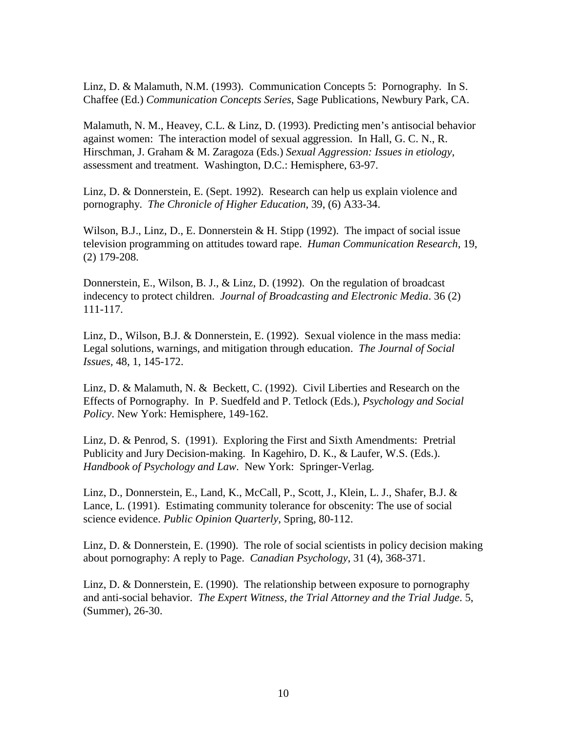Linz, D. & Malamuth, N.M. (1993). Communication Concepts 5: Pornography. In S. Chaffee (Ed.) *Communication Concepts Series*, Sage Publications, Newbury Park, CA.

Malamuth, N. M., Heavey, C.L. & Linz, D. (1993). Predicting men's antisocial behavior against women: The interaction model of sexual aggression. In Hall, G. C. N., R. Hirschman, J. Graham & M. Zaragoza (Eds.) *Sexual Aggression: Issues in etiology*, assessment and treatment. Washington, D.C.: Hemisphere, 63-97.

Linz, D. & Donnerstein, E. (Sept. 1992). Research can help us explain violence and pornography. *The Chronicle of Higher Education*, 39, (6) A33-34.

Wilson, B.J., Linz, D., E. Donnerstein & H. Stipp (1992). The impact of social issue television programming on attitudes toward rape. *Human Communication Research*, 19, (2) 179-208.

Donnerstein, E., Wilson, B. J., & Linz, D. (1992). On the regulation of broadcast indecency to protect children. *Journal of Broadcasting and Electronic Media*. 36 (2) 111-117.

Linz, D., Wilson, B.J. & Donnerstein, E. (1992). Sexual violence in the mass media: Legal solutions, warnings, and mitigation through education. *The Journal of Social Issues*, 48, 1, 145-172.

Linz, D. & Malamuth, N. & Beckett, C. (1992). Civil Liberties and Research on the Effects of Pornography. In P. Suedfeld and P. Tetlock (Eds.), *Psychology and Social Policy*. New York: Hemisphere, 149-162.

Linz, D. & Penrod, S. (1991). Exploring the First and Sixth Amendments: Pretrial Publicity and Jury Decision-making. In Kagehiro, D. K., & Laufer, W.S. (Eds.). *Handbook of Psychology and Law*. New York: Springer-Verlag.

Linz, D., Donnerstein, E., Land, K., McCall, P., Scott, J., Klein, L. J., Shafer, B.J. & Lance, L. (1991). Estimating community tolerance for obscenity: The use of social science evidence. *Public Opinion Quarterly*, Spring, 80-112.

Linz, D. & Donnerstein, E. (1990). The role of social scientists in policy decision making about pornography: A reply to Page. *Canadian Psychology*, 31 (4), 368-371.

Linz, D. & Donnerstein, E. (1990). The relationship between exposure to pornography and anti-social behavior. *The Expert Witness, the Trial Attorney and the Trial Judge*. 5, (Summer), 26-30.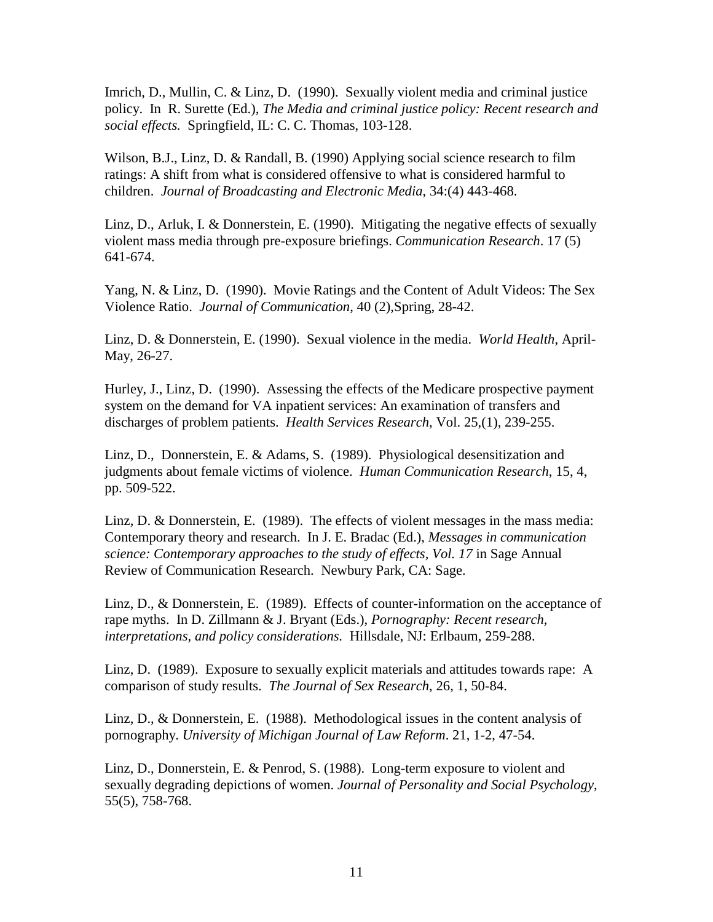Imrich, D., Mullin, C. & Linz, D. (1990). Sexually violent media and criminal justice policy. In R. Surette (Ed.), *The Media and criminal justice policy: Recent research and social effects.* Springfield, IL: C. C. Thomas, 103-128.

Wilson, B.J., Linz, D. & Randall, B. (1990) Applying social science research to film ratings: A shift from what is considered offensive to what is considered harmful to children. *Journal of Broadcasting and Electronic Media*, 34:(4) 443-468.

Linz, D., Arluk, I. & Donnerstein, E. (1990). Mitigating the negative effects of sexually violent mass media through pre-exposure briefings. *Communication Research*. 17 (5) 641-674.

Yang, N. & Linz, D. (1990). Movie Ratings and the Content of Adult Videos: The Sex Violence Ratio. *Journal of Communication*, 40 (2),Spring, 28-42.

Linz, D. & Donnerstein, E. (1990). Sexual violence in the media. *World Health*, April-May, 26-27.

Hurley, J., Linz, D. (1990). Assessing the effects of the Medicare prospective payment system on the demand for VA inpatient services: An examination of transfers and discharges of problem patients. *Health Services Research*, Vol. 25,(1), 239-255.

Linz, D., Donnerstein, E. & Adams, S. (1989). Physiological desensitization and judgments about female victims of violence. *Human Communication Research*, 15, 4, pp. 509-522.

Linz, D. & Donnerstein, E. (1989). The effects of violent messages in the mass media: Contemporary theory and research. In J. E. Bradac (Ed.), *Messages in communication science: Contemporary approaches to the study of effects, Vol. 17* in Sage Annual Review of Communication Research. Newbury Park, CA: Sage.

Linz, D., & Donnerstein, E. (1989). Effects of counter-information on the acceptance of rape myths. In D. Zillmann & J. Bryant (Eds.), *Pornography: Recent research, interpretations, and policy considerations.* Hillsdale, NJ: Erlbaum, 259-288.

Linz, D. (1989). Exposure to sexually explicit materials and attitudes towards rape: A comparison of study results. *The Journal of Sex Research*, 26, 1, 50-84.

Linz, D., & Donnerstein, E. (1988). Methodological issues in the content analysis of pornography. *University of Michigan Journal of Law Reform*. 21, 1-2, 47-54.

Linz, D., Donnerstein, E. & Penrod, S. (1988). Long-term exposure to violent and sexually degrading depictions of women. *Journal of Personality and Social Psychology*, 55(5), 758-768.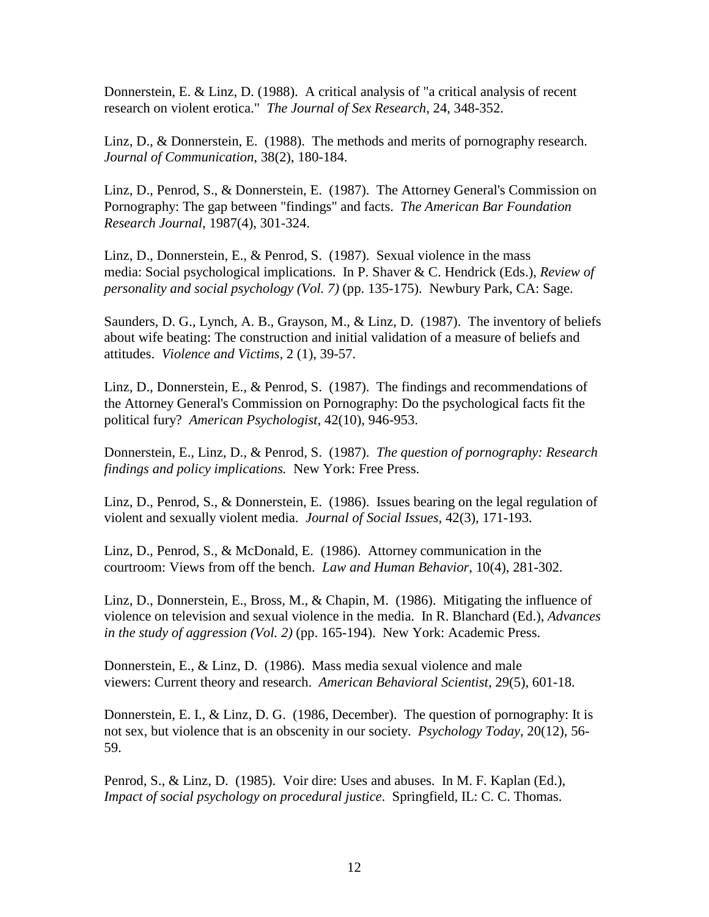Donnerstein, E. & Linz, D. (1988). A critical analysis of "a critical analysis of recent research on violent erotica." *The Journal of Sex Research*, 24, 348-352.

Linz, D., & Donnerstein, E. (1988). The methods and merits of pornography research. *Journal of Communication*, 38(2), 180-184.

Linz, D., Penrod, S., & Donnerstein, E. (1987). The Attorney General's Commission on Pornography: The gap between "findings" and facts. *The American Bar Foundation Research Journal*, 1987(4), 301-324.

Linz, D., Donnerstein, E., & Penrod, S. (1987). Sexual violence in the mass media: Social psychological implications. In P. Shaver & C. Hendrick (Eds.), *Review of personality and social psychology (Vol. 7)* (pp. 135-175). Newbury Park, CA: Sage.

Saunders, D. G., Lynch, A. B., Grayson, M., & Linz, D. (1987). The inventory of beliefs about wife beating: The construction and initial validation of a measure of beliefs and attitudes. *Violence and Victims*, 2 (1), 39-57.

Linz, D., Donnerstein, E., & Penrod, S. (1987). The findings and recommendations of the Attorney General's Commission on Pornography: Do the psychological facts fit the political fury? *American Psychologist*, 42(10), 946-953.

Donnerstein, E., Linz, D., & Penrod, S. (1987). *The question of pornography: Research findings and policy implications.* New York: Free Press.

Linz, D., Penrod, S., & Donnerstein, E. (1986). Issues bearing on the legal regulation of violent and sexually violent media. *Journal of Social Issues*, 42(3), 171-193.

Linz, D., Penrod, S., & McDonald, E. (1986). Attorney communication in the courtroom: Views from off the bench. *Law and Human Behavior*, 10(4), 281-302.

Linz, D., Donnerstein, E., Bross, M., & Chapin, M. (1986). Mitigating the influence of violence on television and sexual violence in the media. In R. Blanchard (Ed.), *Advances in the study of aggression (Vol. 2)* (pp. 165-194). New York: Academic Press.

Donnerstein, E., & Linz, D. (1986). Mass media sexual violence and male viewers: Current theory and research. *American Behavioral Scientist*, 29(5), 601-18.

Donnerstein, E. I., & Linz, D. G. (1986, December). The question of pornography: It is not sex, but violence that is an obscenity in our society. *Psychology Today*, 20(12), 56-59.

Penrod, S., & Linz, D. (1985). Voir dire: Uses and abuses. In M. F. Kaplan (Ed.), *Impact of social psychology on procedural justice*. Springfield, IL: C. C. Thomas.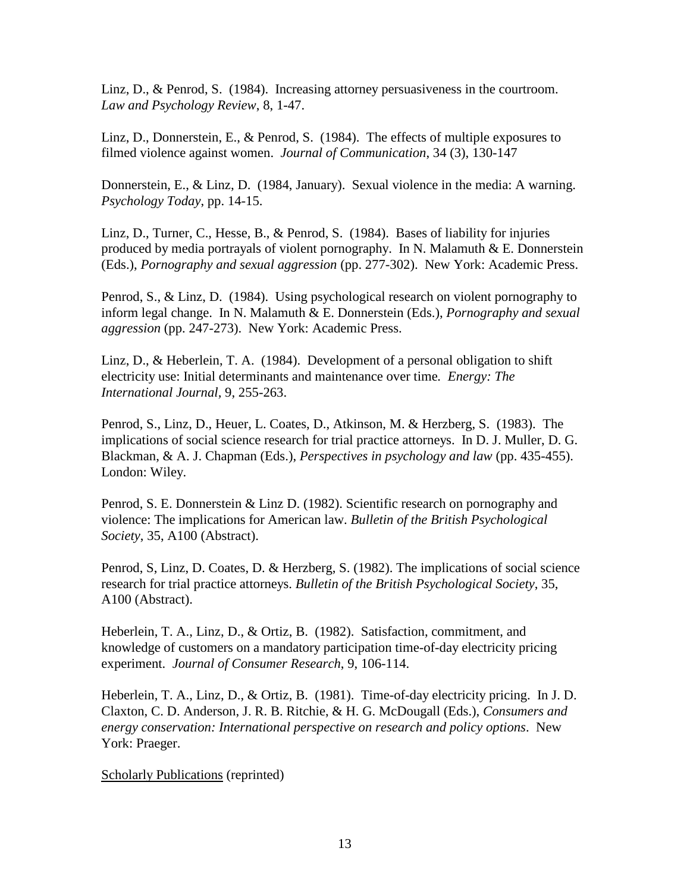Linz, D., & Penrod, S. (1984). Increasing attorney persuasiveness in the courtroom. *Law and Psychology Review*, 8, 1-47.

Linz, D., Donnerstein, E., & Penrod, S. (1984). The effects of multiple exposures to filmed violence against women. *Journal of Communication*, 34 (3), 130-147

Donnerstein, E., & Linz, D. (1984, January). Sexual violence in the media: A warning. *Psychology Today*, pp. 14-15.

Linz, D., Turner, C., Hesse, B., & Penrod, S. (1984). Bases of liability for injuries produced by media portrayals of violent pornography. In N. Malamuth & E. Donnerstein (Eds.), *Pornography and sexual aggression* (pp. 277-302). New York: Academic Press.

Penrod, S., & Linz, D. (1984). Using psychological research on violent pornography to inform legal change. In N. Malamuth & E. Donnerstein (Eds.), *Pornography and sexual aggression* (pp. 247-273). New York: Academic Press.

Linz, D., & Heberlein, T. A. (1984). Development of a personal obligation to shift electricity use: Initial determinants and maintenance over time. *Energy: The International Journal*, 9, 255-263.

Penrod, S., Linz, D., Heuer, L. Coates, D., Atkinson, M. & Herzberg, S. (1983). The implications of social science research for trial practice attorneys. In D. J. Muller, D. G. Blackman, & A. J. Chapman (Eds.), *Perspectives in psychology and law* (pp. 435-455). London: Wiley.

Penrod, S. E. Donnerstein & Linz D. (1982). Scientific research on pornography and violence: The implications for American law. *Bulletin of the British Psychological Society*, 35, A100 (Abstract).

Penrod, S, Linz, D. Coates, D. & Herzberg, S. (1982). The implications of social science research for trial practice attorneys. *Bulletin of the British Psychological Society*, 35, A100 (Abstract).

Heberlein, T. A., Linz, D., & Ortiz, B. (1982). Satisfaction, commitment, and knowledge of customers on a mandatory participation time-of-day electricity pricing experiment. *Journal of Consumer Research*, 9, 106-114.

Heberlein, T. A., Linz, D., & Ortiz, B. (1981). Time-of-day electricity pricing. In J. D. Claxton, C. D. Anderson, J. R. B. Ritchie, & H. G. McDougall (Eds.), *Consumers and energy conservation: International perspective on research and policy options*. New York: Praeger.

<u>Scholarly Publications</u> (reprinted)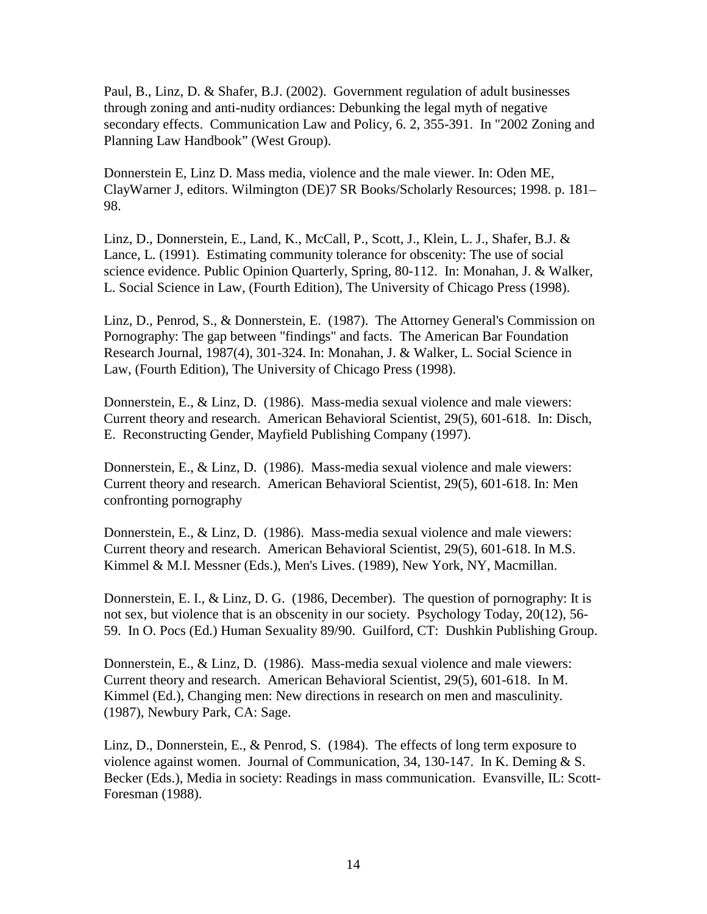Paul, B., Linz, D. & Shafer, B.J. (2002). Government regulation of adult businesses through zoning and anti-nudity ordiances: Debunking the legal myth of negative secondary effects. Communication Law and Policy, 6. 2, 355-391. In "2002 Zoning and Planning Law Handbook" (West Group).

Donnerstein E, Linz D. Mass media, violence and the male viewer. In: Oden ME, ClayWarner J, editors. Wilmington (DE)7 SR Books/Scholarly Resources; 1998. p. 181–98.

Linz, D., Donnerstein, E., Land, K., McCall, P., Scott, J., Klein, L. J., Shafer, B.J. & Lance, L. (1991). Estimating community tolerance for obscenity: The use of social science evidence. Public Opinion Quarterly, Spring, 80-112. In: Monahan, J. & Walker, L. Social Science in Law, (Fourth Edition), The University of Chicago Press (1998).

Linz, D., Penrod, S., & Donnerstein, E. (1987). The Attorney General's Commission on Pornography: The gap between "findings" and facts. The American Bar Foundation Research Journal, 1987(4), 301-324. In: Monahan, J. & Walker, L. Social Science in Law, (Fourth Edition), The University of Chicago Press (1998).

Donnerstein, E., & Linz, D. (1986). Mass-media sexual violence and male viewers: Current theory and research. American Behavioral Scientist, 29(5), 601-618. In: Disch, E. Reconstructing Gender, Mayfield Publishing Company (1997).

Donnerstein, E., & Linz, D. (1986). Mass-media sexual violence and male viewers: Current theory and research. American Behavioral Scientist, 29(5), 601-618. In: Men confronting pornography

Donnerstein, E., & Linz, D. (1986). Mass-media sexual violence and male viewers: Current theory and research. American Behavioral Scientist, 29(5), 601-618. In M.S. Kimmel & M.I. Messner (Eds.), Men's Lives. (1989), New York, NY, Macmillan.

Donnerstein, E. I., & Linz, D. G. (1986, December). The question of pornography: It is not sex, but violence that is an obscenity in our society. Psychology Today, 20(12), 56-59. In O. Pocs (Ed.) Human Sexuality 89/90. Guilford, CT: Dushkin Publishing Group.

Donnerstein, E., & Linz, D. (1986). Mass-media sexual violence and male viewers: Current theory and research. American Behavioral Scientist, 29(5), 601-618. In M. Kimmel (Ed.), Changing men: New directions in research on men and masculinity. (1987), Newbury Park, CA: Sage.

Linz, D., Donnerstein, E., & Penrod, S. (1984). The effects of long term exposure to violence against women. Journal of Communication, 34, 130-147. In K. Deming & S. Becker (Eds.), Media in society: Readings in mass communication. Evansville, IL: Scott-Foresman (1988).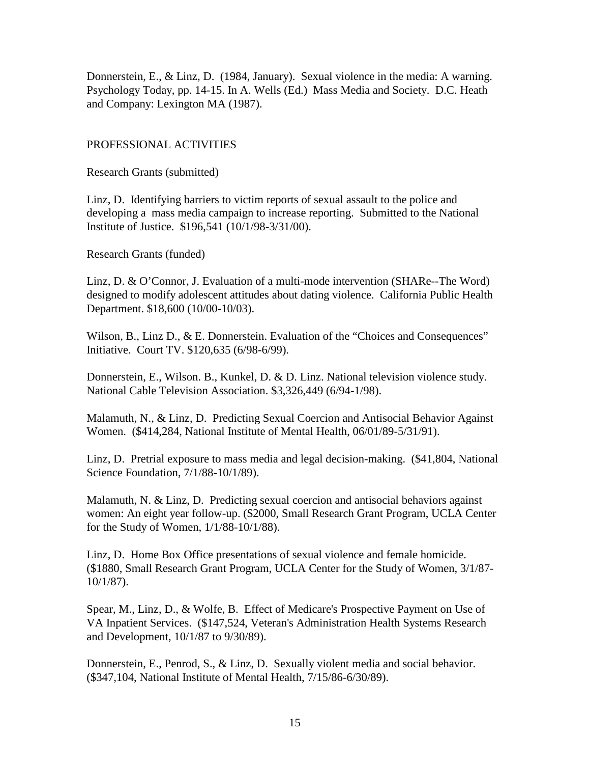Donnerstein, E., & Linz, D. (1984, January). Sexual violence in the media: A warning. Psychology Today, pp. 14-15. In A. Wells (Ed.) Mass Media and Society. D.C. Heath and Company: Lexington MA (1987).

## PROFESSIONAL ACTIVITIES

### Research Grants (submitted)

Linz, D. Identifying barriers to victim reports of sexual assault to the police and developing a mass media campaign to increase reporting. Submitted to the National Institute of Justice. $196,541 (10/1/98-3/31/00).

### Research Grants (funded)

Linz, D. & O'Connor, J. Evaluation of a multi-mode intervention (SHARe--The Word) designed to modify adolescent attitudes about dating violence. California Public Health Department. $18,600 (10/00-10/03).

Wilson, B., Linz D., & E. Donnerstein. Evaluation of the "Choices and Consequences" Initiative. Court TV. $120,635 (6/98-6/99).

Donnerstein, E., Wilson. B., Kunkel, D. & D. Linz. National television violence study. National Cable Television Association. $3,326,449 (6/94-1/98).

Malamuth, N., & Linz, D. Predicting Sexual Coercion and Antisocial Behavior Against Women. ($414,284, National Institute of Mental Health, 06/01/89-5/31/91).

Linz, D. Pretrial exposure to mass media and legal decision-making. ($41,804, National Science Foundation, 7/1/88-10/1/89).

Malamuth, N. & Linz, D. Predicting sexual coercion and antisocial behaviors against women: An eight year follow-up. ($2000, Small Research Grant Program, UCLA Center for the Study of Women, 1/1/88-10/1/88).

Linz, D. Home Box Office presentations of sexual violence and female homicide. ($1880, Small Research Grant Program, UCLA Center for the Study of Women, 3/1/87-10/1/87).

Spear, M., Linz, D., & Wolfe, B. Effect of Medicare's Prospective Payment on Use of VA Inpatient Services. ($147,524, Veteran's Administration Health Systems Research and Development, 10/1/87 to 9/30/89).

Donnerstein, E., Penrod, S., & Linz, D. Sexually violent media and social behavior. ($347,104, National Institute of Mental Health, 7/15/86-6/30/89).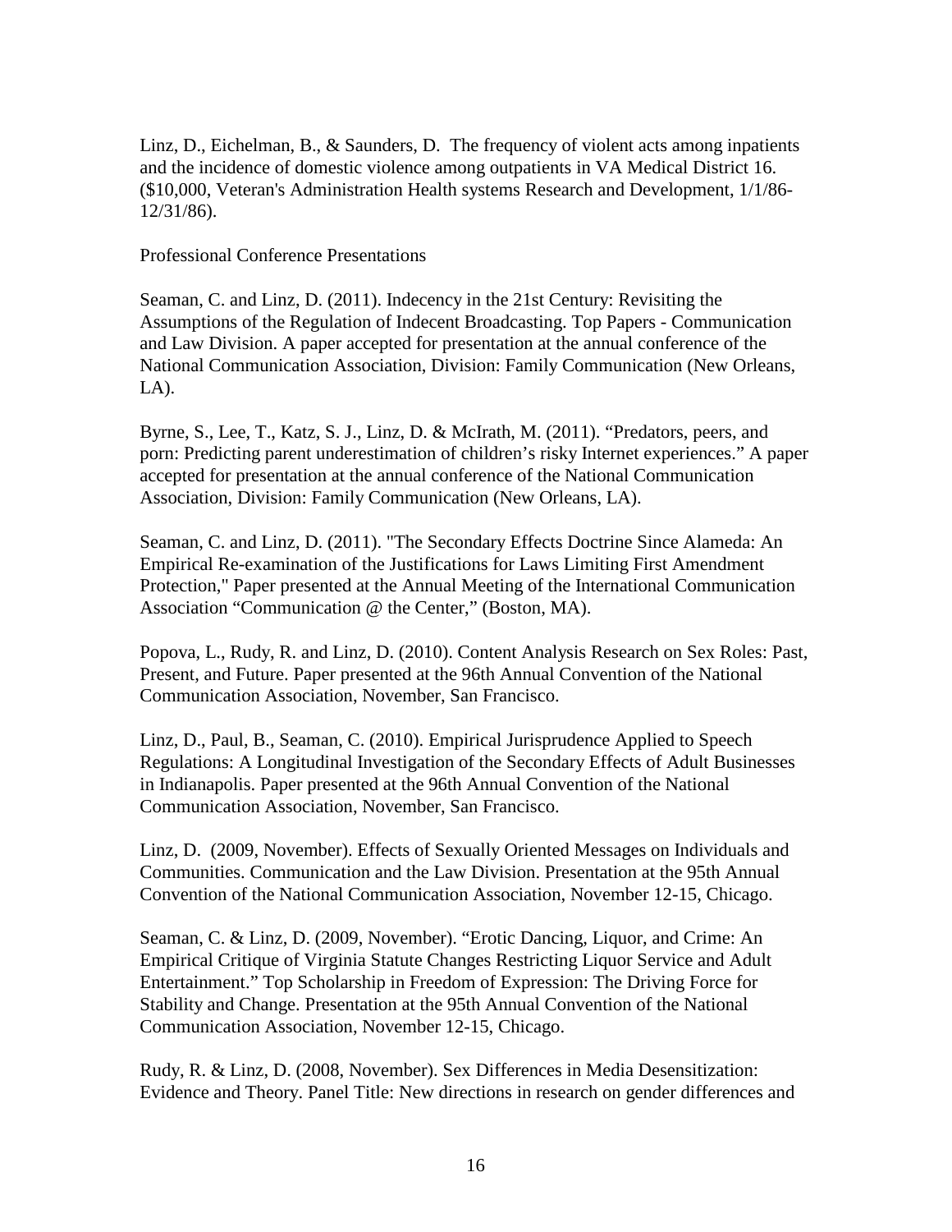Linz, D., Eichelman, B., & Saunders, D. The frequency of violent acts among inpatients and the incidence of domestic violence among outpatients in VA Medical District 16. ($10,000, Veteran's Administration Health systems Research and Development, 1/1/86-12/31/86).

Professional Conference Presentations

Seaman, C. and Linz, D. (2011). Indecency in the 21st Century: Revisiting the Assumptions of the Regulation of Indecent Broadcasting. Top Papers - Communication and Law Division. A paper accepted for presentation at the annual conference of the National Communication Association, Division: Family Communication (New Orleans, LA).

Byrne, S., Lee, T., Katz, S. J., Linz, D. & McIrath, M. (2011). "Predators, peers, and porn: Predicting parent underestimation of children's risky Internet experiences." A paper accepted for presentation at the annual conference of the National Communication Association, Division: Family Communication (New Orleans, LA).

Seaman, C. and Linz, D. (2011). "The Secondary Effects Doctrine Since Alameda: An Empirical Re-examination of the Justifications for Laws Limiting First Amendment Protection," Paper presented at the Annual Meeting of the International Communication Association "Communication @ the Center," (Boston, MA).

Popova, L., Rudy, R. and Linz, D. (2010). Content Analysis Research on Sex Roles: Past, Present, and Future. Paper presented at the 96th Annual Convention of the National Communication Association, November, San Francisco.

Linz, D., Paul, B., Seaman, C. (2010). Empirical Jurisprudence Applied to Speech Regulations: A Longitudinal Investigation of the Secondary Effects of Adult Businesses in Indianapolis. Paper presented at the 96th Annual Convention of the National Communication Association, November, San Francisco.

Linz, D. (2009, November). Effects of Sexually Oriented Messages on Individuals and Communities. Communication and the Law Division. Presentation at the 95th Annual Convention of the National Communication Association, November 12-15, Chicago.

Seaman, C. & Linz, D. (2009, November). "Erotic Dancing, Liquor, and Crime: An Empirical Critique of Virginia Statute Changes Restricting Liquor Service and Adult Entertainment." Top Scholarship in Freedom of Expression: The Driving Force for Stability and Change. Presentation at the 95th Annual Convention of the National Communication Association, November 12-15, Chicago.

Rudy, R. & Linz, D. (2008, November). Sex Differences in Media Desensitization: Evidence and Theory. Panel Title: New directions in research on gender differences and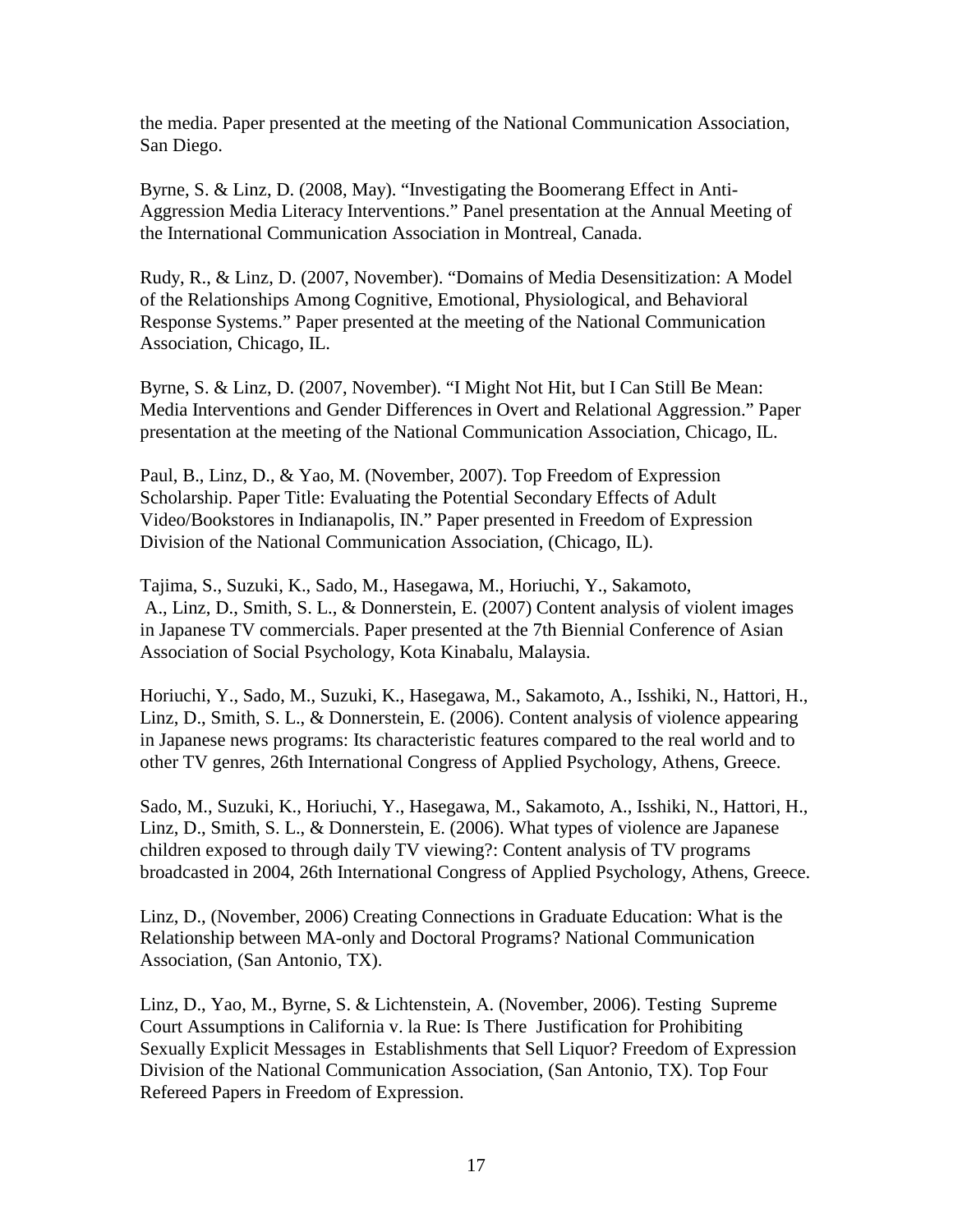the media. Paper presented at the meeting of the National Communication Association, San Diego.

Byrne, S. & Linz, D. (2008, May). "Investigating the Boomerang Effect in Anti-Aggression Media Literacy Interventions." Panel presentation at the Annual Meeting of the International Communication Association in Montreal, Canada.

Rudy, R., & Linz, D. (2007, November). "Domains of Media Desensitization: A Model of the Relationships Among Cognitive, Emotional, Physiological, and Behavioral Response Systems." Paper presented at the meeting of the National Communication Association, Chicago, IL.

Byrne, S. & Linz, D. (2007, November). "I Might Not Hit, but I Can Still Be Mean: Media Interventions and Gender Differences in Overt and Relational Aggression." Paper presentation at the meeting of the National Communication Association, Chicago, IL.

Paul, B., Linz, D., & Yao, M. (November, 2007). Top Freedom of Expression Scholarship. Paper Title: Evaluating the Potential Secondary Effects of Adult Video/Bookstores in Indianapolis, IN." Paper presented in Freedom of Expression Division of the National Communication Association, (Chicago, IL).

Tajima, S., Suzuki, K., Sado, M., Hasegawa, M., Horiuchi, Y., Sakamoto, A., Linz, D., Smith, S. L., & Donnerstein, E. (2007) Content analysis of violent images in Japanese TV commercials. Paper presented at the 7th Biennial Conference of Asian Association of Social Psychology, Kota Kinabalu, Malaysia.

Horiuchi, Y., Sado, M., Suzuki, K., Hasegawa, M., Sakamoto, A., Isshiki, N., Hattori, H., Linz, D., Smith, S. L., & Donnerstein, E. (2006). Content analysis of violence appearing in Japanese news programs: Its characteristic features compared to the real world and to other TV genres, 26th International Congress of Applied Psychology, Athens, Greece.

Sado, M., Suzuki, K., Horiuchi, Y., Hasegawa, M., Sakamoto, A., Isshiki, N., Hattori, H., Linz, D., Smith, S. L., & Donnerstein, E. (2006). What types of violence are Japanese children exposed to through daily TV viewing?: Content analysis of TV programs broadcasted in 2004, 26th International Congress of Applied Psychology, Athens, Greece.

Linz, D., (November, 2006) Creating Connections in Graduate Education: What is the Relationship between MA-only and Doctoral Programs? National Communication Association, (San Antonio, TX).

Linz, D., Yao, M., Byrne, S. & Lichtenstein, A. (November, 2006). Testing Supreme Court Assumptions in California v. la Rue: Is There Justification for Prohibiting Sexually Explicit Messages in Establishments that Sell Liquor? Freedom of Expression Division of the National Communication Association, (San Antonio, TX). Top Four Refereed Papers in Freedom of Expression.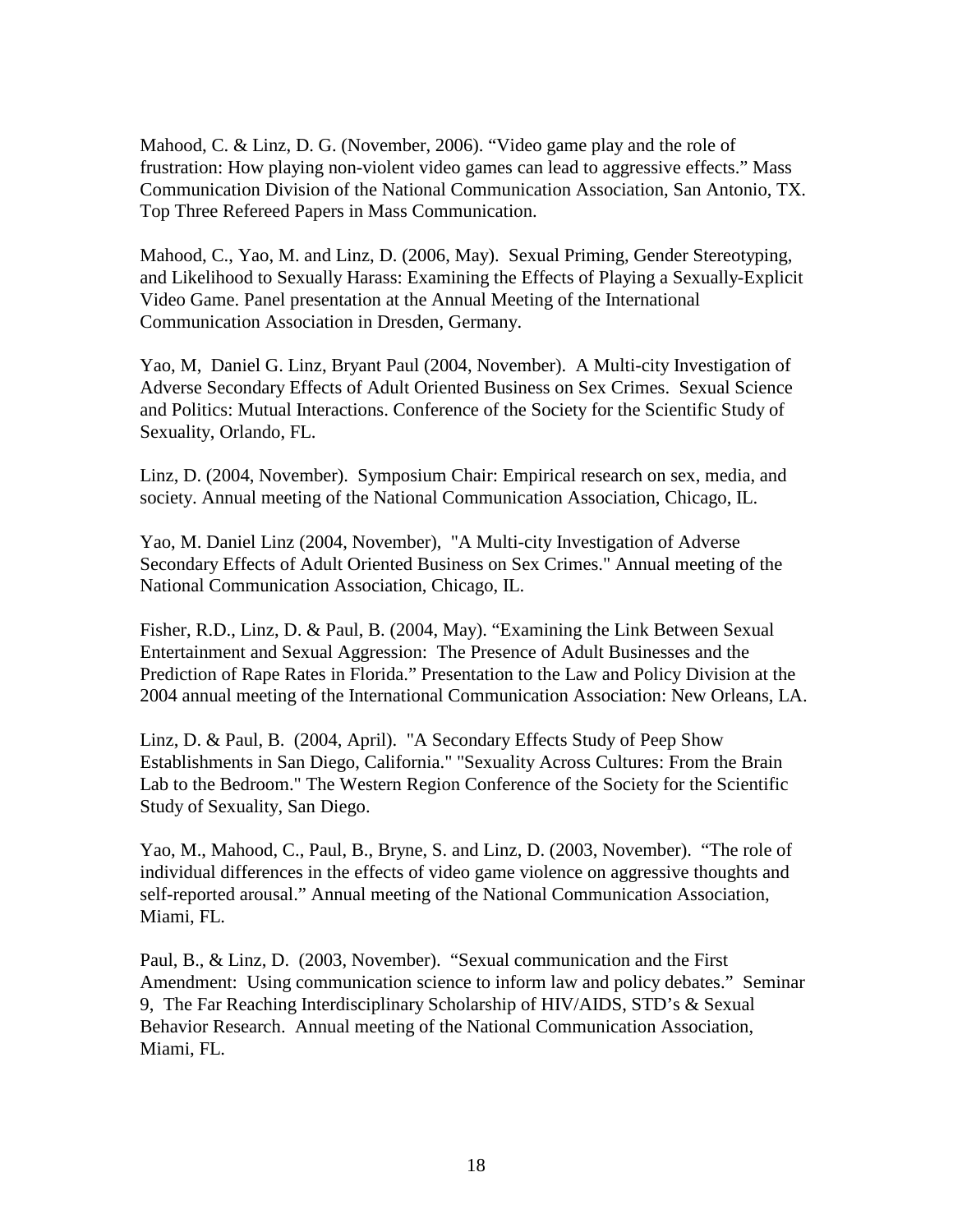Mahood, C. & Linz, D. G. (November, 2006). "Video game play and the role of frustration: How playing non-violent video games can lead to aggressive effects." Mass Communication Division of the National Communication Association, San Antonio, TX. Top Three Refereed Papers in Mass Communication.

Mahood, C., Yao, M. and Linz, D. (2006, May). Sexual Priming, Gender Stereotyping, and Likelihood to Sexually Harass: Examining the Effects of Playing a Sexually-Explicit Video Game. Panel presentation at the Annual Meeting of the International Communication Association in Dresden, Germany.

Yao, M, Daniel G. Linz, Bryant Paul (2004, November). A Multi-city Investigation of Adverse Secondary Effects of Adult Oriented Business on Sex Crimes. Sexual Science and Politics: Mutual Interactions. Conference of the Society for the Scientific Study of Sexuality, Orlando, FL.

Linz, D. (2004, November). Symposium Chair: Empirical research on sex, media, and society. Annual meeting of the National Communication Association, Chicago, IL.

Yao, M. Daniel Linz (2004, November), "A Multi-city Investigation of Adverse Secondary Effects of Adult Oriented Business on Sex Crimes." Annual meeting of the National Communication Association, Chicago, IL.

Fisher, R.D., Linz, D. & Paul, B. (2004, May). "Examining the Link Between Sexual Entertainment and Sexual Aggression: The Presence of Adult Businesses and the Prediction of Rape Rates in Florida." Presentation to the Law and Policy Division at the 2004 annual meeting of the International Communication Association: New Orleans, LA.

Linz, D. & Paul, B. (2004, April). "A Secondary Effects Study of Peep Show Establishments in San Diego, California." "Sexuality Across Cultures: From the Brain Lab to the Bedroom." The Western Region Conference of the Society for the Scientific Study of Sexuality, San Diego.

Yao, M., Mahood, C., Paul, B., Bryne, S. and Linz, D. (2003, November). "The role of individual differences in the effects of video game violence on aggressive thoughts and self-reported arousal." Annual meeting of the National Communication Association, Miami, FL.

Paul, B., & Linz, D. (2003, November). "Sexual communication and the First Amendment: Using communication science to inform law and policy debates." Seminar 9, The Far Reaching Interdisciplinary Scholarship of HIV/AIDS, STD's & Sexual Behavior Research. Annual meeting of the National Communication Association, Miami, FL.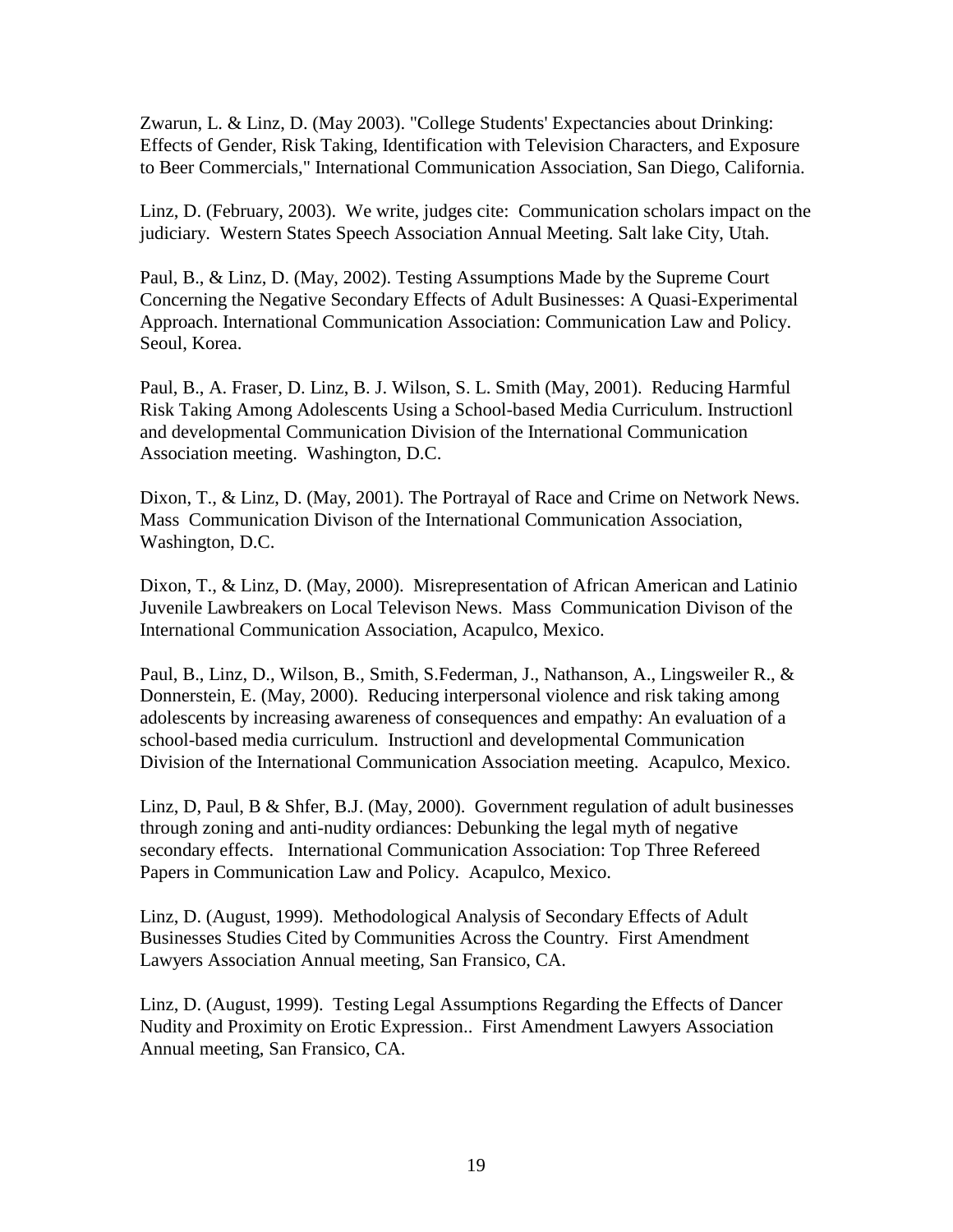Zwarun, L. & Linz, D. (May 2003). "College Students' Expectancies about Drinking: Effects of Gender, Risk Taking, Identification with Television Characters, and Exposure to Beer Commercials," International Communication Association, San Diego, California.

Linz, D. (February, 2003). We write, judges cite: Communication scholars impact on the judiciary. Western States Speech Association Annual Meeting. Salt lake City, Utah.

Paul, B., & Linz, D. (May, 2002). Testing Assumptions Made by the Supreme Court Concerning the Negative Secondary Effects of Adult Businesses: A Quasi-Experimental Approach. International Communication Association: Communication Law and Policy. Seoul, Korea.

Paul, B., A. Fraser, D. Linz, B. J. Wilson, S. L. Smith (May, 2001). Reducing Harmful Risk Taking Among Adolescents Using a School-based Media Curriculum. Instructionl and developmental Communication Division of the International Communication Association meeting. Washington, D.C.

Dixon, T., & Linz, D. (May, 2001). The Portrayal of Race and Crime on Network News. Mass Communication Divison of the International Communication Association, Washington, D.C.

Dixon, T., & Linz, D. (May, 2000). Misrepresentation of African American and Latinio Juvenile Lawbreakers on Local Televison News. Mass Communication Divison of the International Communication Association, Acapulco, Mexico.

Paul, B., Linz, D., Wilson, B., Smith, S.Federman, J., Nathanson, A., Lingsweiler R., & Donnerstein, E. (May, 2000). Reducing interpersonal violence and risk taking among adolescents by increasing awareness of consequences and empathy: An evaluation of a school-based media curriculum. Instructionl and developmental Communication Division of the International Communication Association meeting. Acapulco, Mexico.

Linz, D, Paul, B & Shfer, B.J. (May, 2000). Government regulation of adult businesses through zoning and anti-nudity ordiances: Debunking the legal myth of negative secondary effects. International Communication Association: Top Three Refereed Papers in Communication Law and Policy. Acapulco, Mexico.

Linz, D. (August, 1999). Methodological Analysis of Secondary Effects of Adult Businesses Studies Cited by Communities Across the Country. First Amendment Lawyers Association Annual meeting, San Fransico, CA.

Linz, D. (August, 1999). Testing Legal Assumptions Regarding the Effects of Dancer Nudity and Proximity on Erotic Expression.. First Amendment Lawyers Association Annual meeting, San Fransico, CA.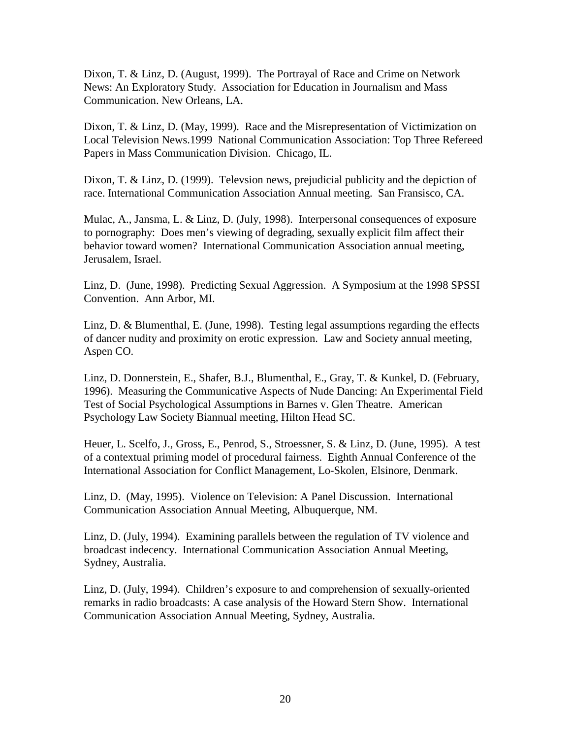Dixon, T. & Linz, D. (August, 1999). The Portrayal of Race and Crime on Network News: An Exploratory Study. Association for Education in Journalism and Mass Communication. New Orleans, LA.

Dixon, T. & Linz, D. (May, 1999). Race and the Misrepresentation of Victimization on Local Television News.1999 National Communication Association: Top Three Refereed Papers in Mass Communication Division. Chicago, IL.

Dixon, T. & Linz, D. (1999). Televsion news, prejudicial publicity and the depiction of race. International Communication Association Annual meeting. San Fransisco, CA.

Mulac, A., Jansma, L. & Linz, D. (July, 1998). Interpersonal consequences of exposure to pornography: Does men's viewing of degrading, sexually explicit film affect their behavior toward women? International Communication Association annual meeting, Jerusalem, Israel.

Linz, D. (June, 1998). Predicting Sexual Aggression. A Symposium at the 1998 SPSSI Convention. Ann Arbor, MI.

Linz, D. & Blumenthal, E. (June, 1998). Testing legal assumptions regarding the effects of dancer nudity and proximity on erotic expression. Law and Society annual meeting, Aspen CO.

Linz, D. Donnerstein, E., Shafer, B.J., Blumenthal, E., Gray, T. & Kunkel, D. (February, 1996). Measuring the Communicative Aspects of Nude Dancing: An Experimental Field Test of Social Psychological Assumptions in Barnes v. Glen Theatre. American Psychology Law Society Biannual meeting, Hilton Head SC.

Heuer, L. Scelfo, J., Gross, E., Penrod, S., Stroessner, S. & Linz, D. (June, 1995). A test of a contextual priming model of procedural fairness. Eighth Annual Conference of the International Association for Conflict Management, Lo-Skolen, Elsinore, Denmark.

Linz, D. (May, 1995). Violence on Television: A Panel Discussion. International Communication Association Annual Meeting, Albuquerque, NM.

Linz, D. (July, 1994). Examining parallels between the regulation of TV violence and broadcast indecency. International Communication Association Annual Meeting, Sydney, Australia.

Linz, D. (July, 1994). Children's exposure to and comprehension of sexually-oriented remarks in radio broadcasts: A case analysis of the Howard Stern Show. International Communication Association Annual Meeting, Sydney, Australia.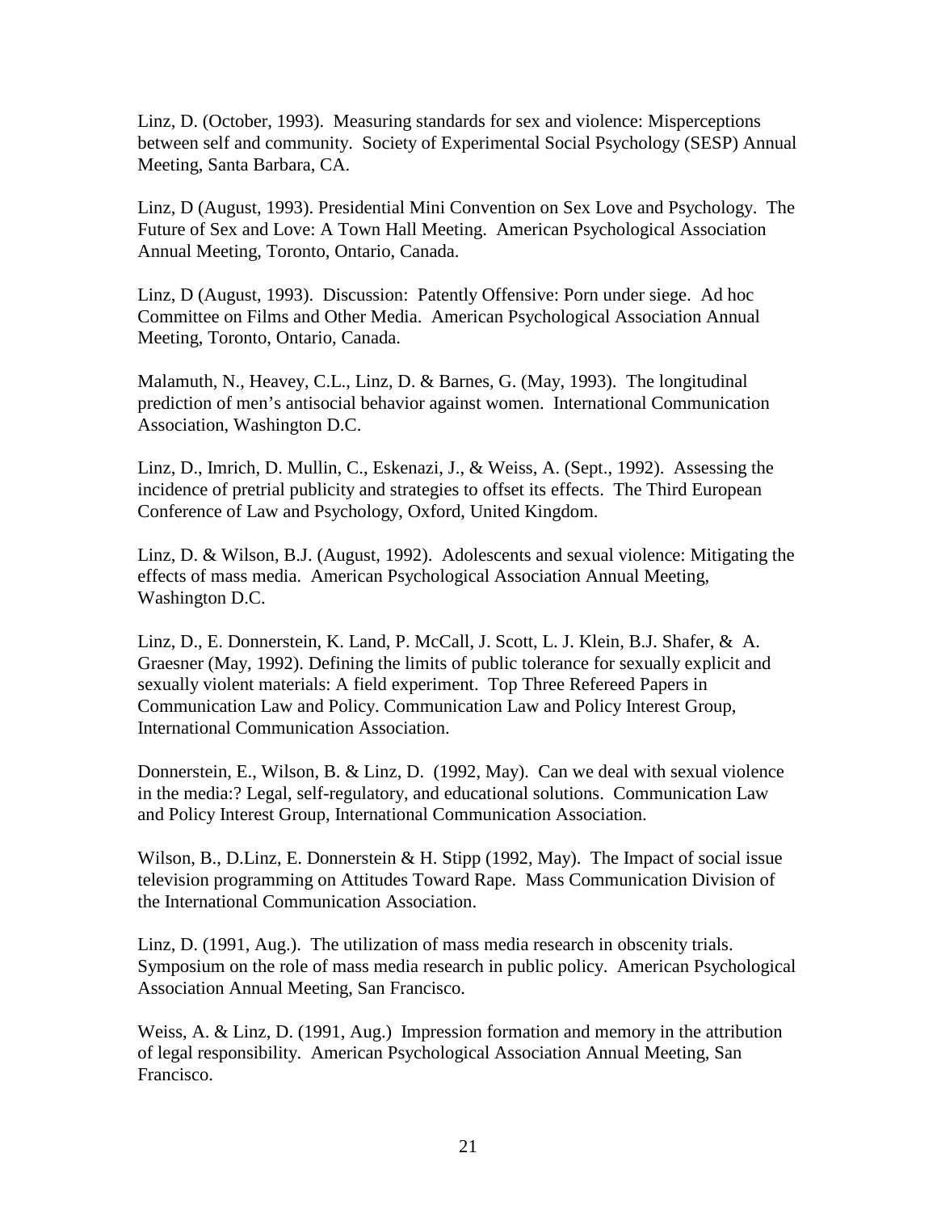Linz, D. (October, 1993). Measuring standards for sex and violence: Misperceptions between self and community. Society of Experimental Social Psychology (SESP) Annual Meeting, Santa Barbara, CA.

Linz, D (August, 1993). Presidential Mini Convention on Sex Love and Psychology. The Future of Sex and Love: A Town Hall Meeting. American Psychological Association Annual Meeting, Toronto, Ontario, Canada.

Linz, D (August, 1993). Discussion: Patently Offensive: Porn under siege. Ad hoc Committee on Films and Other Media. American Psychological Association Annual Meeting, Toronto, Ontario, Canada.

Malamuth, N., Heavey, C.L., Linz, D. & Barnes, G. (May, 1993). The longitudinal prediction of men's antisocial behavior against women. International Communication Association, Washington D.C.

Linz, D., Imrich, D. Mullin, C., Eskenazi, J., & Weiss, A. (Sept., 1992). Assessing the incidence of pretrial publicity and strategies to offset its effects. The Third European Conference of Law and Psychology, Oxford, United Kingdom.

Linz, D. & Wilson, B.J. (August, 1992). Adolescents and sexual violence: Mitigating the effects of mass media. American Psychological Association Annual Meeting, Washington D.C.

Linz, D., E. Donnerstein, K. Land, P. McCall, J. Scott, L. J. Klein, B.J. Shafer, & A. Graesner (May, 1992). Defining the limits of public tolerance for sexually explicit and sexually violent materials: A field experiment. Top Three Refereed Papers in Communication Law and Policy. Communication Law and Policy Interest Group, International Communication Association.

Donnerstein, E., Wilson, B. & Linz, D. (1992, May). Can we deal with sexual violence in the media:? Legal, self-regulatory, and educational solutions. Communication Law and Policy Interest Group, International Communication Association.

Wilson, B., D.Linz, E. Donnerstein & H. Stipp (1992, May). The Impact of social issue television programming on Attitudes Toward Rape. Mass Communication Division of the International Communication Association.

Linz, D. (1991, Aug.). The utilization of mass media research in obscenity trials. Symposium on the role of mass media research in public policy. American Psychological Association Annual Meeting, San Francisco.

Weiss, A. & Linz, D. (1991, Aug.) Impression formation and memory in the attribution of legal responsibility. American Psychological Association Annual Meeting, San Francisco.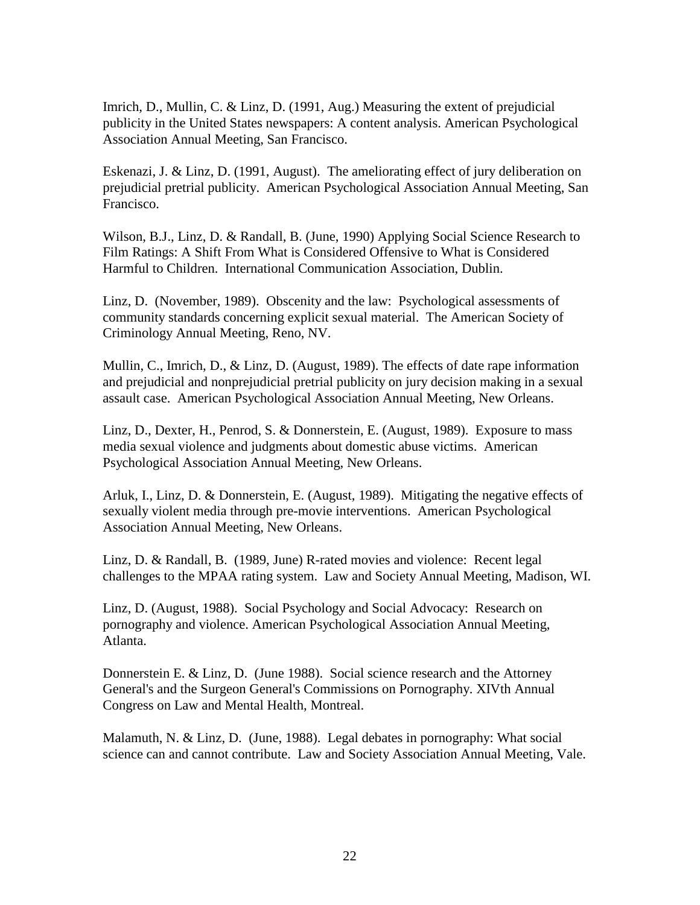Imrich, D., Mullin, C. & Linz, D. (1991, Aug.) Measuring the extent of prejudicial publicity in the United States newspapers: A content analysis. American Psychological Association Annual Meeting, San Francisco.

Eskenazi, J. & Linz, D. (1991, August). The ameliorating effect of jury deliberation on prejudicial pretrial publicity. American Psychological Association Annual Meeting, San Francisco.

Wilson, B.J., Linz, D. & Randall, B. (June, 1990) Applying Social Science Research to Film Ratings: A Shift From What is Considered Offensive to What is Considered Harmful to Children. International Communication Association, Dublin.

Linz, D. (November, 1989). Obscenity and the law: Psychological assessments of community standards concerning explicit sexual material. The American Society of Criminology Annual Meeting, Reno, NV.

Mullin, C., Imrich, D., & Linz, D. (August, 1989). The effects of date rape information and prejudicial and nonprejudicial pretrial publicity on jury decision making in a sexual assault case. American Psychological Association Annual Meeting, New Orleans.

Linz, D., Dexter, H., Penrod, S. & Donnerstein, E. (August, 1989). Exposure to mass media sexual violence and judgments about domestic abuse victims. American Psychological Association Annual Meeting, New Orleans.

Arluk, I., Linz, D. & Donnerstein, E. (August, 1989). Mitigating the negative effects of sexually violent media through pre-movie interventions. American Psychological Association Annual Meeting, New Orleans.

Linz, D. & Randall, B. (1989, June) R-rated movies and violence: Recent legal challenges to the MPAA rating system. Law and Society Annual Meeting, Madison, WI.

Linz, D. (August, 1988). Social Psychology and Social Advocacy: Research on pornography and violence. American Psychological Association Annual Meeting, Atlanta.

Donnerstein E. & Linz, D. (June 1988). Social science research and the Attorney General's and the Surgeon General's Commissions on Pornography. XIVth Annual Congress on Law and Mental Health, Montreal.

Malamuth, N. & Linz, D. (June, 1988). Legal debates in pornography: What social science can and cannot contribute. Law and Society Association Annual Meeting, Vale.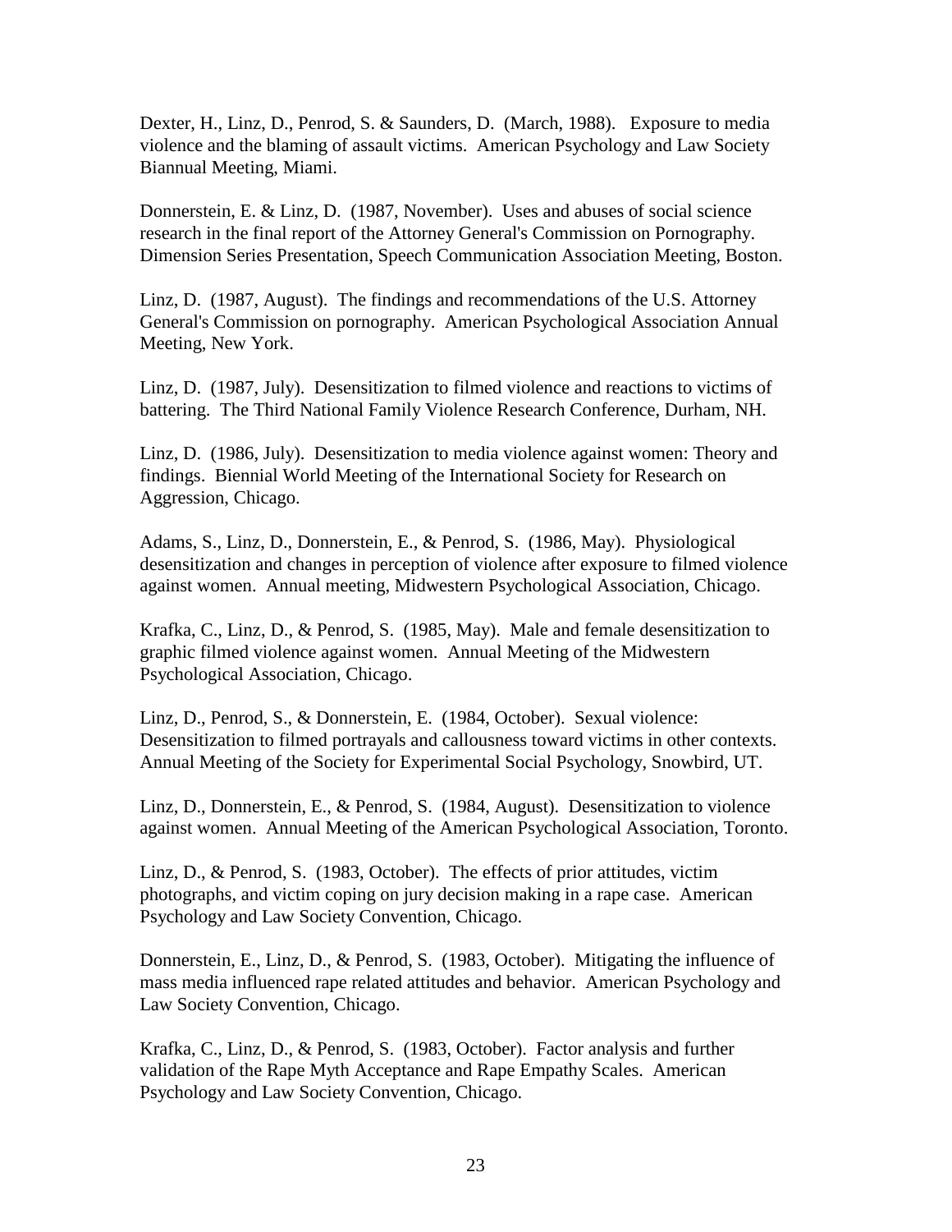Dexter, H., Linz, D., Penrod, S. & Saunders, D. (March, 1988). Exposure to media violence and the blaming of assault victims. American Psychology and Law Society Biannual Meeting, Miami.

Donnerstein, E. & Linz, D. (1987, November). Uses and abuses of social science research in the final report of the Attorney General's Commission on Pornography. Dimension Series Presentation, Speech Communication Association Meeting, Boston.

Linz, D. (1987, August). The findings and recommendations of the U.S. Attorney General's Commission on pornography. American Psychological Association Annual Meeting, New York.

Linz, D. (1987, July). Desensitization to filmed violence and reactions to victims of battering. The Third National Family Violence Research Conference, Durham, NH.

Linz, D. (1986, July). Desensitization to media violence against women: Theory and findings. Biennial World Meeting of the International Society for Research on Aggression, Chicago.

Adams, S., Linz, D., Donnerstein, E., & Penrod, S. (1986, May). Physiological desensitization and changes in perception of violence after exposure to filmed violence against women. Annual meeting, Midwestern Psychological Association, Chicago.

Krafka, C., Linz, D., & Penrod, S. (1985, May). Male and female desensitization to graphic filmed violence against women. Annual Meeting of the Midwestern Psychological Association, Chicago.

Linz, D., Penrod, S., & Donnerstein, E. (1984, October). Sexual violence: Desensitization to filmed portrayals and callousness toward victims in other contexts. Annual Meeting of the Society for Experimental Social Psychology, Snowbird, UT.

Linz, D., Donnerstein, E., & Penrod, S. (1984, August). Desensitization to violence against women. Annual Meeting of the American Psychological Association, Toronto.

Linz, D., & Penrod, S. (1983, October). The effects of prior attitudes, victim photographs, and victim coping on jury decision making in a rape case. American Psychology and Law Society Convention, Chicago.

Donnerstein, E., Linz, D., & Penrod, S. (1983, October). Mitigating the influence of mass media influenced rape related attitudes and behavior. American Psychology and Law Society Convention, Chicago.

Krafka, C., Linz, D., & Penrod, S. (1983, October). Factor analysis and further validation of the Rape Myth Acceptance and Rape Empathy Scales. American Psychology and Law Society Convention, Chicago.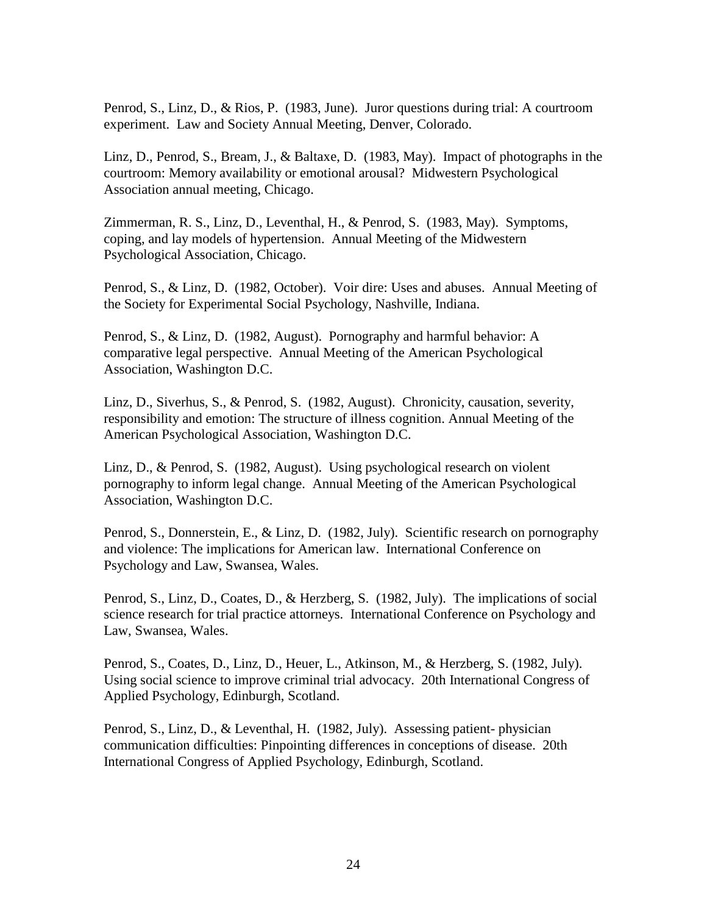Penrod, S., Linz, D., & Rios, P. (1983, June). Juror questions during trial: A courtroom experiment. Law and Society Annual Meeting, Denver, Colorado.

Linz, D., Penrod, S., Bream, J., & Baltaxe, D. (1983, May). Impact of photographs in the courtroom: Memory availability or emotional arousal? Midwestern Psychological Association annual meeting, Chicago.

Zimmerman, R. S., Linz, D., Leventhal, H., & Penrod, S. (1983, May). Symptoms, coping, and lay models of hypertension. Annual Meeting of the Midwestern Psychological Association, Chicago.

Penrod, S., & Linz, D. (1982, October). Voir dire: Uses and abuses. Annual Meeting of the Society for Experimental Social Psychology, Nashville, Indiana.

Penrod, S., & Linz, D. (1982, August). Pornography and harmful behavior: A comparative legal perspective. Annual Meeting of the American Psychological Association, Washington D.C.

Linz, D., Siverhus, S., & Penrod, S. (1982, August). Chronicity, causation, severity, responsibility and emotion: The structure of illness cognition. Annual Meeting of the American Psychological Association, Washington D.C.

Linz, D., & Penrod, S. (1982, August). Using psychological research on violent pornography to inform legal change. Annual Meeting of the American Psychological Association, Washington D.C.

Penrod, S., Donnerstein, E., & Linz, D. (1982, July). Scientific research on pornography and violence: The implications for American law. International Conference on Psychology and Law, Swansea, Wales.

Penrod, S., Linz, D., Coates, D., & Herzberg, S. (1982, July). The implications of social science research for trial practice attorneys. International Conference on Psychology and Law, Swansea, Wales.

Penrod, S., Coates, D., Linz, D., Heuer, L., Atkinson, M., & Herzberg, S. (1982, July). Using social science to improve criminal trial advocacy. 20th International Congress of Applied Psychology, Edinburgh, Scotland.

Penrod, S., Linz, D., & Leventhal, H. (1982, July). Assessing patient- physician communication difficulties: Pinpointing differences in conceptions of disease. 20th International Congress of Applied Psychology, Edinburgh, Scotland.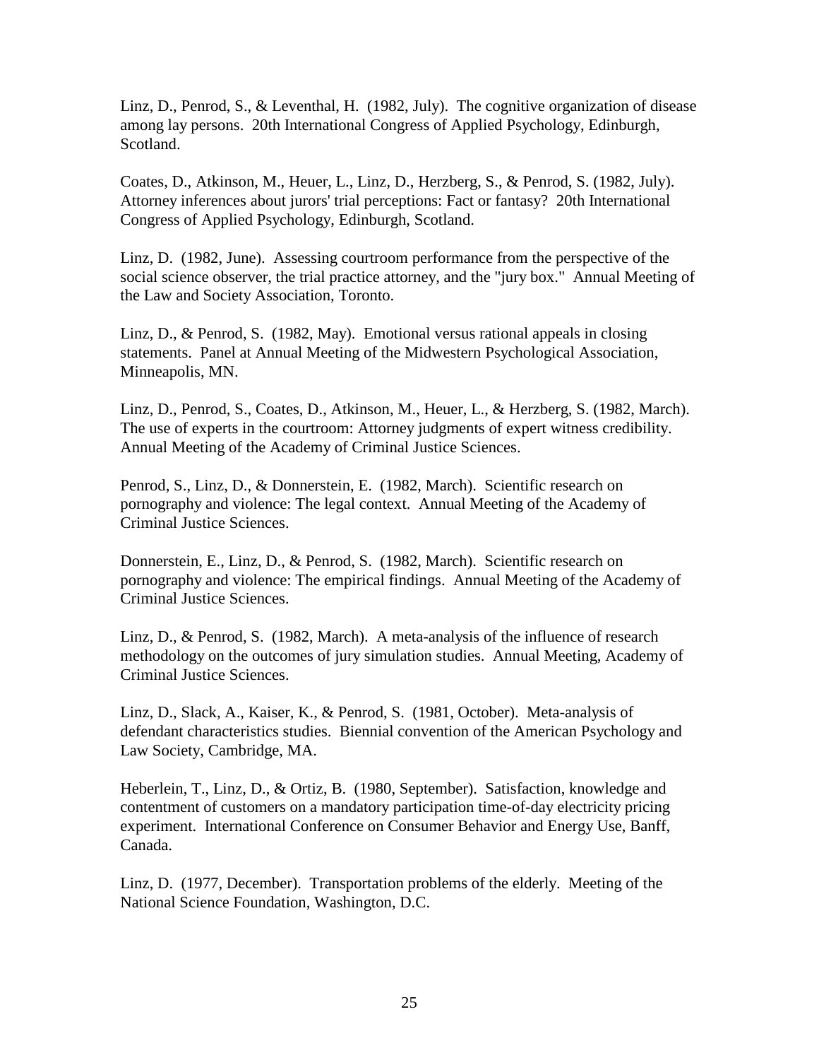Linz, D., Penrod, S., & Leventhal, H. (1982, July). The cognitive organization of disease among lay persons. 20th International Congress of Applied Psychology, Edinburgh, Scotland.

Coates, D., Atkinson, M., Heuer, L., Linz, D., Herzberg, S., & Penrod, S. (1982, July). Attorney inferences about jurors' trial perceptions: Fact or fantasy? 20th International Congress of Applied Psychology, Edinburgh, Scotland.

Linz, D. (1982, June). Assessing courtroom performance from the perspective of the social science observer, the trial practice attorney, and the "jury box." Annual Meeting of the Law and Society Association, Toronto.

Linz, D., & Penrod, S. (1982, May). Emotional versus rational appeals in closing statements. Panel at Annual Meeting of the Midwestern Psychological Association, Minneapolis, MN.

Linz, D., Penrod, S., Coates, D., Atkinson, M., Heuer, L., & Herzberg, S. (1982, March). The use of experts in the courtroom: Attorney judgments of expert witness credibility. Annual Meeting of the Academy of Criminal Justice Sciences.

Penrod, S., Linz, D., & Donnerstein, E. (1982, March). Scientific research on pornography and violence: The legal context. Annual Meeting of the Academy of Criminal Justice Sciences.

Donnerstein, E., Linz, D., & Penrod, S. (1982, March). Scientific research on pornography and violence: The empirical findings. Annual Meeting of the Academy of Criminal Justice Sciences.

Linz, D., & Penrod, S. (1982, March). A meta-analysis of the influence of research methodology on the outcomes of jury simulation studies. Annual Meeting, Academy of Criminal Justice Sciences.

Linz, D., Slack, A., Kaiser, K., & Penrod, S. (1981, October). Meta-analysis of defendant characteristics studies. Biennial convention of the American Psychology and Law Society, Cambridge, MA.

Heberlein, T., Linz, D., & Ortiz, B. (1980, September). Satisfaction, knowledge and contentment of customers on a mandatory participation time-of-day electricity pricing experiment. International Conference on Consumer Behavior and Energy Use, Banff, Canada.

Linz, D. (1977, December). Transportation problems of the elderly. Meeting of the National Science Foundation, Washington, D.C.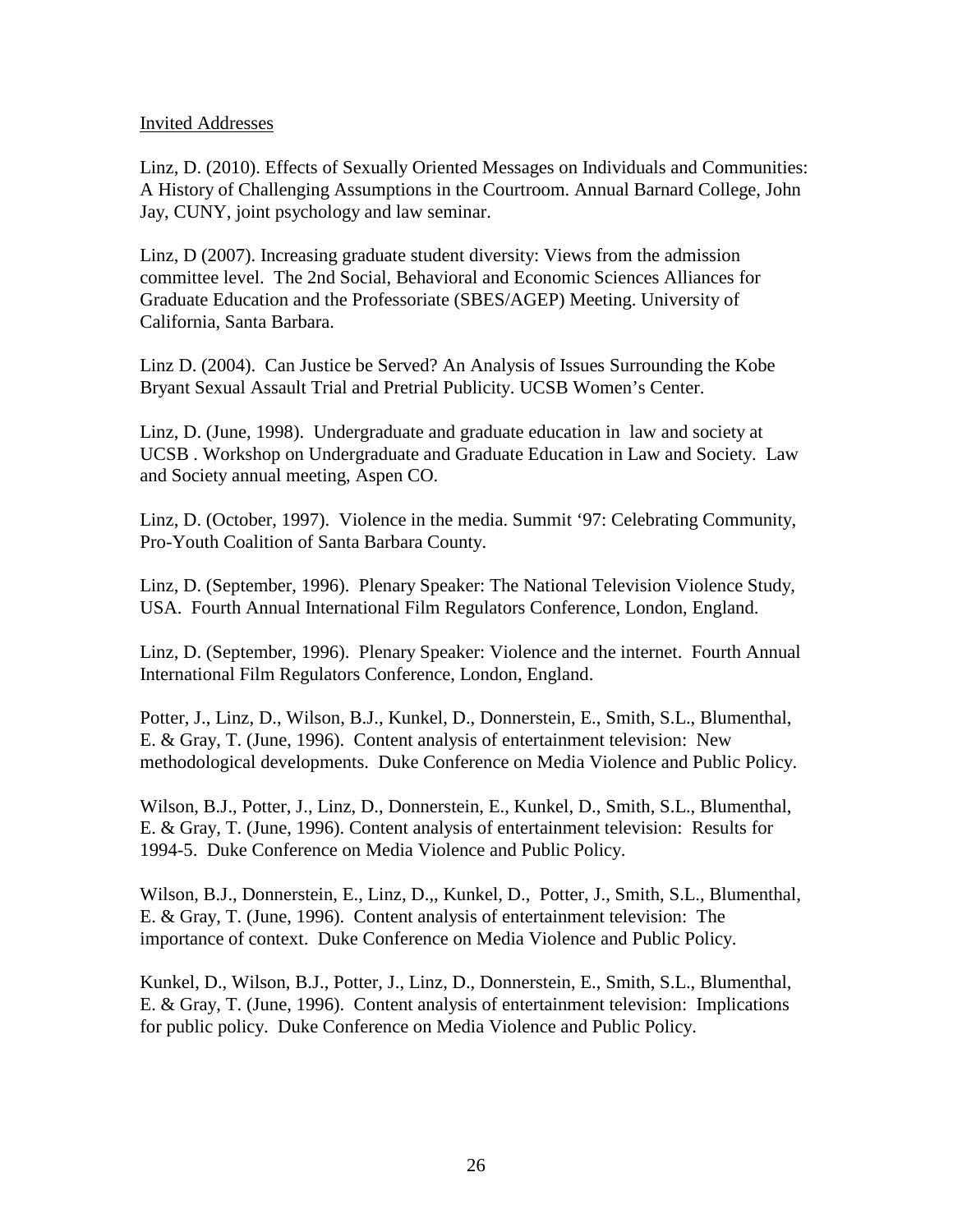Invited Addresses

Linz, D. (2010). Effects of Sexually Oriented Messages on Individuals and Communities: A History of Challenging Assumptions in the Courtroom. Annual Barnard College, John Jay, CUNY, joint psychology and law seminar.

Linz, D (2007). Increasing graduate student diversity: Views from the admission committee level. The 2nd Social, Behavioral and Economic Sciences Alliances for Graduate Education and the Professoriate (SBES/AGEP) Meeting. University of California, Santa Barbara.

Linz D. (2004). Can Justice be Served? An Analysis of Issues Surrounding the Kobe Bryant Sexual Assault Trial and Pretrial Publicity. UCSB Women's Center.

Linz, D. (June, 1998). Undergraduate and graduate education in law and society at UCSB . Workshop on Undergraduate and Graduate Education in Law and Society. Law and Society annual meeting, Aspen CO.

Linz, D. (October, 1997). Violence in the media. Summit '97: Celebrating Community, Pro-Youth Coalition of Santa Barbara County.

Linz, D. (September, 1996). Plenary Speaker: The National Television Violence Study, USA. Fourth Annual International Film Regulators Conference, London, England.

Linz, D. (September, 1996). Plenary Speaker: Violence and the internet. Fourth Annual International Film Regulators Conference, London, England.

Potter, J., Linz, D., Wilson, B.J., Kunkel, D., Donnerstein, E., Smith, S.L., Blumenthal, E. & Gray, T. (June, 1996). Content analysis of entertainment television: New methodological developments. Duke Conference on Media Violence and Public Policy.

Wilson, B.J., Potter, J., Linz, D., Donnerstein, E., Kunkel, D., Smith, S.L., Blumenthal, E. & Gray, T. (June, 1996). Content analysis of entertainment television: Results for 1994-5. Duke Conference on Media Violence and Public Policy.

Wilson, B.J., Donnerstein, E., Linz, D.,, Kunkel, D., Potter, J., Smith, S.L., Blumenthal, E. & Gray, T. (June, 1996). Content analysis of entertainment television: The importance of context. Duke Conference on Media Violence and Public Policy.

Kunkel, D., Wilson, B.J., Potter, J., Linz, D., Donnerstein, E., Smith, S.L., Blumenthal, E. & Gray, T. (June, 1996). Content analysis of entertainment television: Implications for public policy. Duke Conference on Media Violence and Public Policy.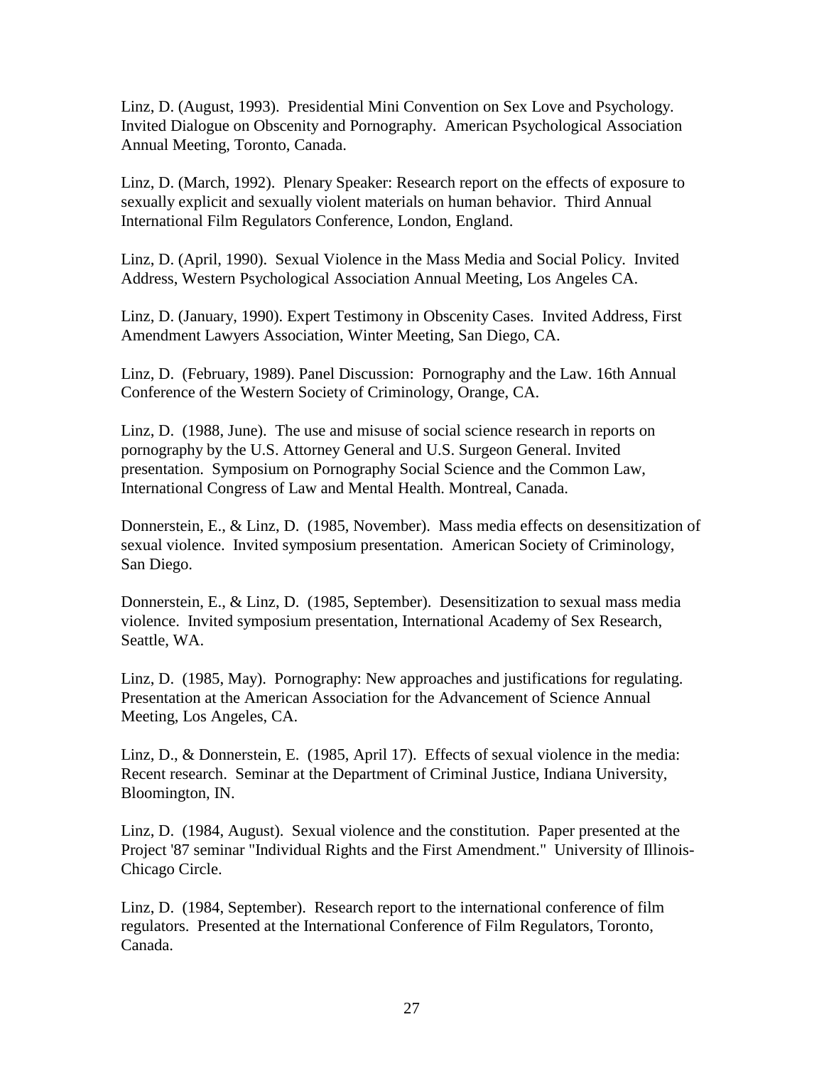Linz, D. (August, 1993). Presidential Mini Convention on Sex Love and Psychology. Invited Dialogue on Obscenity and Pornography. American Psychological Association Annual Meeting, Toronto, Canada.

Linz, D. (March, 1992). Plenary Speaker: Research report on the effects of exposure to sexually explicit and sexually violent materials on human behavior. Third Annual International Film Regulators Conference, London, England.

Linz, D. (April, 1990). Sexual Violence in the Mass Media and Social Policy. Invited Address, Western Psychological Association Annual Meeting, Los Angeles CA.

Linz, D. (January, 1990). Expert Testimony in Obscenity Cases. Invited Address, First Amendment Lawyers Association, Winter Meeting, San Diego, CA.

Linz, D. (February, 1989). Panel Discussion: Pornography and the Law. 16th Annual Conference of the Western Society of Criminology, Orange, CA.

Linz, D. (1988, June). The use and misuse of social science research in reports on pornography by the U.S. Attorney General and U.S. Surgeon General. Invited presentation. Symposium on Pornography Social Science and the Common Law, International Congress of Law and Mental Health. Montreal, Canada.

Donnerstein, E., & Linz, D. (1985, November). Mass media effects on desensitization of sexual violence. Invited symposium presentation. American Society of Criminology, San Diego.

Donnerstein, E., & Linz, D. (1985, September). Desensitization to sexual mass media violence. Invited symposium presentation, International Academy of Sex Research, Seattle, WA.

Linz, D. (1985, May). Pornography: New approaches and justifications for regulating. Presentation at the American Association for the Advancement of Science Annual Meeting, Los Angeles, CA.

Linz, D., & Donnerstein, E. (1985, April 17). Effects of sexual violence in the media: Recent research. Seminar at the Department of Criminal Justice, Indiana University, Bloomington, IN.

Linz, D. (1984, August). Sexual violence and the constitution. Paper presented at the Project '87 seminar "Individual Rights and the First Amendment." University of Illinois-Chicago Circle.

Linz, D. (1984, September). Research report to the international conference of film regulators. Presented at the International Conference of Film Regulators, Toronto, Canada.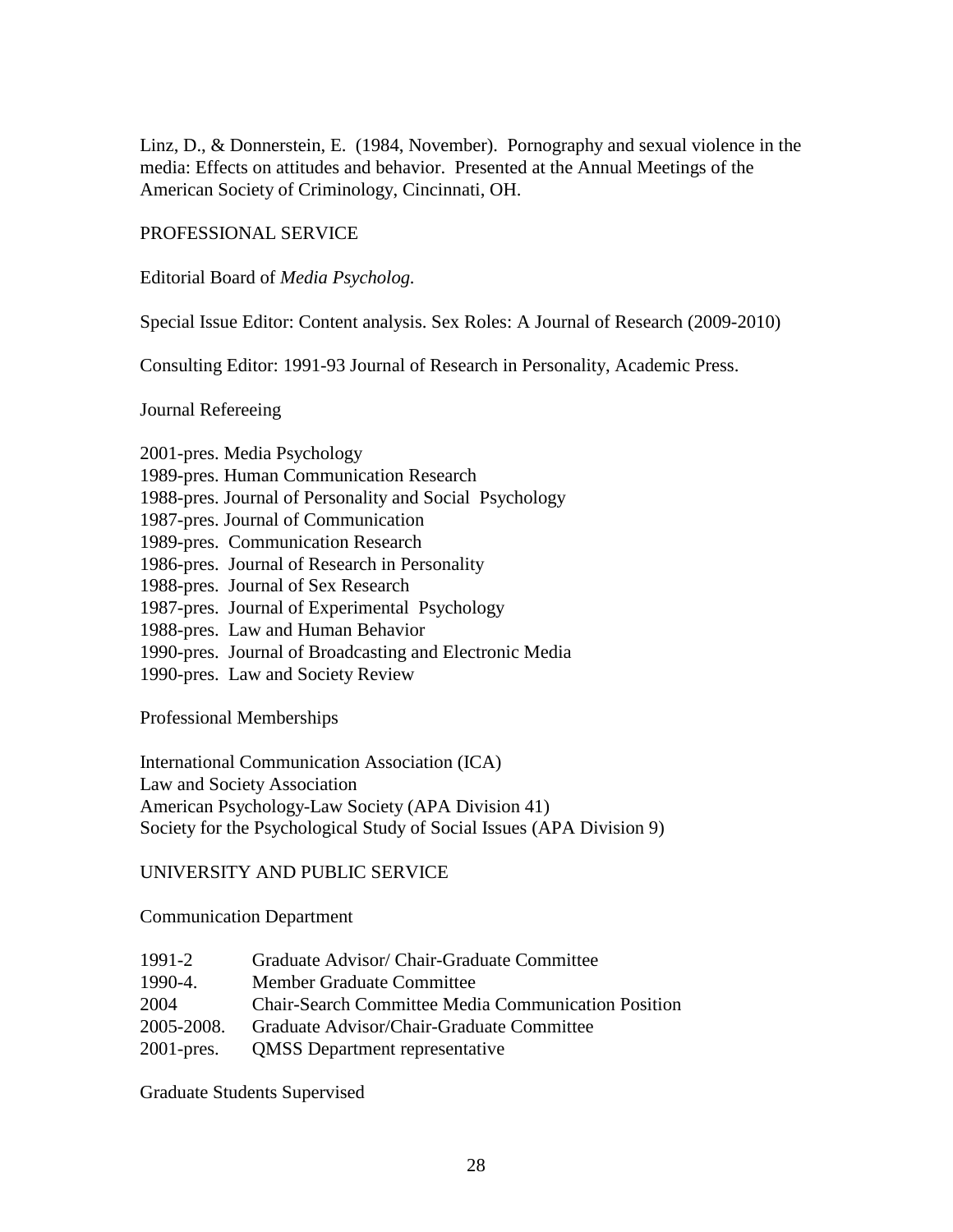Linz, D., & Donnerstein, E. (1984, November). Pornography and sexual violence in the media: Effects on attitudes and behavior. Presented at the Annual Meetings of the American Society of Criminology, Cincinnati, OH.

## PROFESSIONAL SERVICE

Editorial Board of *Media Psycholog.*

Special Issue Editor: Content analysis. Sex Roles: A Journal of Research (2009-2010)

Consulting Editor: 1991-93 Journal of Research in Personality, Academic Press.

### Journal Refereeing

2001-pres. Media Psychology
1989-pres. Human Communication Research
1988-pres. Journal of Personality and Social Psychology
1987-pres. Journal of Communication
1989-pres. Communication Research
1986-pres. Journal of Research in Personality
1988-pres. Journal of Sex Research
1987-pres. Journal of Experimental Psychology
1988-pres. Law and Human Behavior
1990-pres. Journal of Broadcasting and Electronic Media
1990-pres. Law and Society Review

### Professional Memberships

International Communication Association (ICA)
Law and Society Association
American Psychology-Law Society (APA Division 41)
Society for the Psychological Study of Social Issues (APA Division 9)

## UNIVERSITY AND PUBLIC SERVICE

### Communication Department

| | |
|---|---|
| 1991-2 | Graduate Advisor/ Chair-Graduate Committee |
| 1990-4. | Member Graduate Committee |
| 2004 | Chair-Search Committee Media Communication Position |
| 2005-2008. | Graduate Advisor/Chair-Graduate Committee |
| 2001-pres. | QMSS Department representative |

### Graduate Students Supervised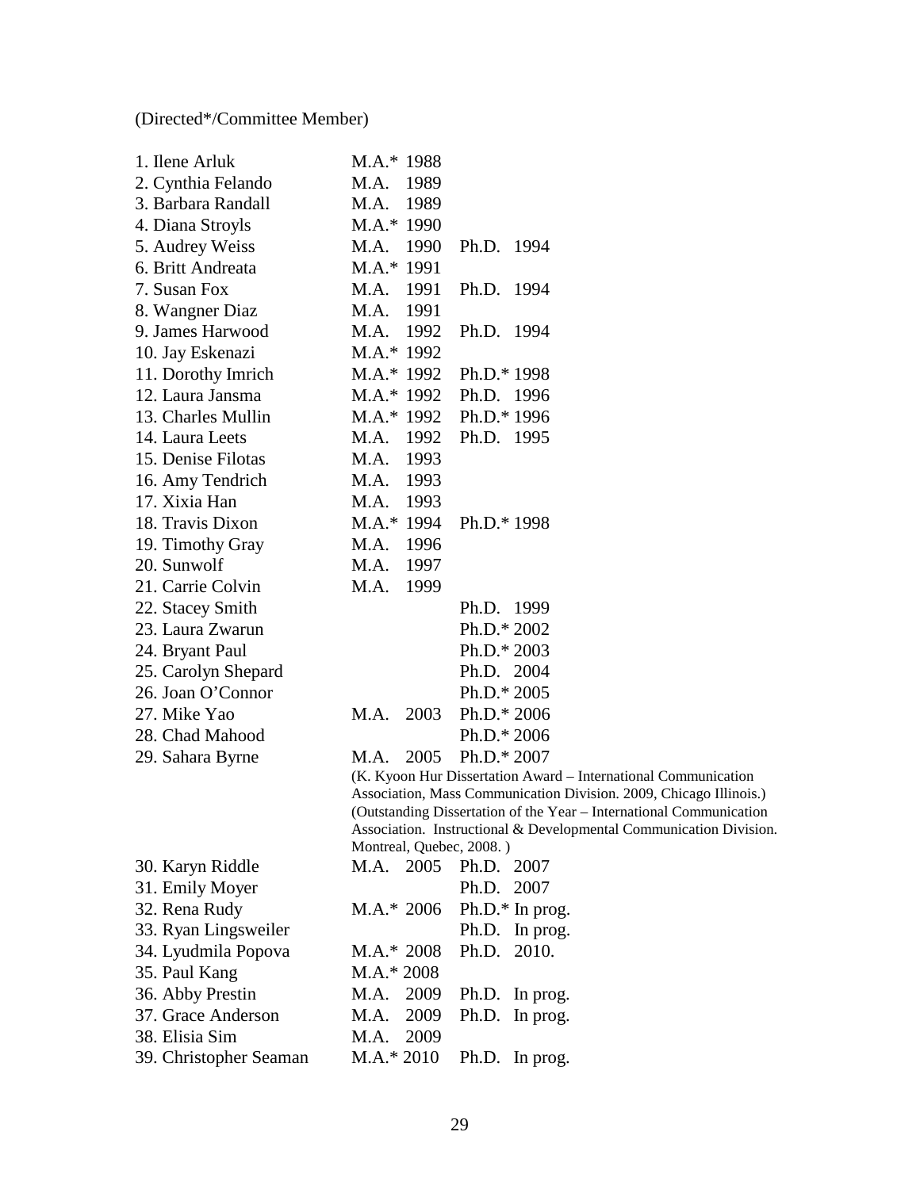(Directed*/Committee Member)

| Student | M.A. | Ph.D. |
|---|---|---|
| 1. Ilene Arluk | M.A.* 1988 | |
| 2. Cynthia Felando | M.A. 1989 | |
| 3. Barbara Randall | M.A. 1989 | |
| 4. Diana Stroyls | M.A.* 1990 | |
| 5. Audrey Weiss | M.A. 1990 | Ph.D. 1994 |
| 6. Britt Andreata | M.A.* 1991 | |
| 7. Susan Fox | M.A. 1991 | Ph.D. 1994 |
| 8. Wangner Diaz | M.A. 1991 | |
| 9. James Harwood | M.A. 1992 | Ph.D. 1994 |
| 10. Jay Eskenazi | M.A.* 1992 | |
| 11. Dorothy Imrich | M.A.* 1992 | Ph.D.* 1998 |
| 12. Laura Jansma | M.A.* 1992 | Ph.D. 1996 |
| 13. Charles Mullin | M.A.* 1992 | Ph.D.* 1996 |
| 14. Laura Leets | M.A. 1992 | Ph.D. 1995 |
| 15. Denise Filotas | M.A. 1993 | |
| 16. Amy Tendrich | M.A. 1993 | |
| 17. Xixia Han | M.A. 1993 | |
| 18. Travis Dixon | M.A.* 1994 | Ph.D.* 1998 |
| 19. Timothy Gray | M.A. 1996 | |
| 20. Sunwolf | M.A. 1997 | |
| 21. Carrie Colvin | M.A. 1999 | |
| 22. Stacey Smith | | Ph.D. 1999 |
| 23. Laura Zwarun | | Ph.D.* 2002 |
| 24. Bryant Paul | | Ph.D.* 2003 |
| 25. Carolyn Shepard | | Ph.D. 2004 |
| 26. Joan O'Connor | | Ph.D.* 2005 |
| 27. Mike Yao | M.A. 2003 | Ph.D.* 2006 |
| 28. Chad Mahood | | Ph.D.* 2006 |
| 29. Sahara Byrne | M.A. 2005 | Ph.D.* 2007 |

(K. Kyoon Hur Dissertation Award – International Communication Association, Mass Communication Division. 2009, Chicago Illinois.) (Outstanding Dissertation of the Year – International Communication Association. Instructional & Developmental Communication Division. Montreal, Quebec, 2008. )

| Student | M.A. | Ph.D. |
|---|---|---|
| 30. Karyn Riddle | M.A. 2005 | Ph.D. 2007 |
| 31. Emily Moyer | | Ph.D. 2007 |
| 32. Rena Rudy | M.A.* 2006 | Ph.D.* In prog. |
| 33. Ryan Lingsweiler | | Ph.D. In prog. |
| 34. Lyudmila Popova | M.A.* 2008 | Ph.D. 2010. |
| 35. Paul Kang | M.A.* 2008 | |
| 36. Abby Prestin | M.A. 2009 | Ph.D. In prog. |
| 37. Grace Anderson | M.A. 2009 | Ph.D. In prog. |
| 38. Elisia Sim | M.A. 2009 | |
| 39. Christopher Seaman | M.A.* 2010 | Ph.D. In prog. |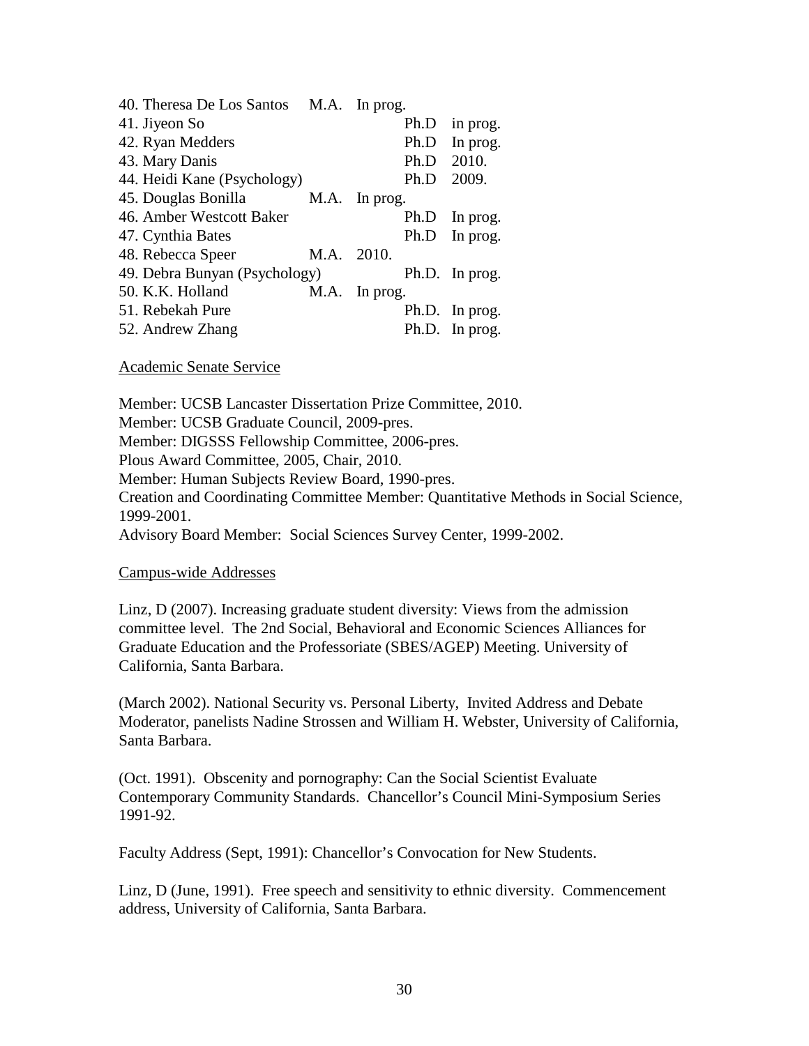| | | | | |
|---|---|---|---|---|
| 40. Theresa De Los Santos | M.A. | In prog. | | |
| 41. Jiyeon So | | | Ph.D | in prog. |
| 42. Ryan Medders | | | Ph.D | In prog. |
| 43. Mary Danis | | | Ph.D | 2010. |
| 44. Heidi Kane (Psychology) | | | Ph.D | 2009. |
| 45. Douglas Bonilla | M.A. | In prog. | | |
| 46. Amber Westcott Baker | | | Ph.D | In prog. |
| 47. Cynthia Bates | | | Ph.D | In prog. |
| 48. Rebecca Speer | M.A. | 2010. | | |
| 49. Debra Bunyan (Psychology) | | | Ph.D. | In prog. |
| 50. K.K. Holland | M.A. | In prog. | | |
| 51. Rebekah Pure | | | Ph.D. | In prog. |
| 52. Andrew Zhang | | | Ph.D. | In prog. |

<u>Academic Senate Service</u>

Member: UCSB Lancaster Dissertation Prize Committee, 2010.
Member: UCSB Graduate Council, 2009-pres.
Member: DIGSSS Fellowship Committee, 2006-pres.
Plous Award Committee, 2005, Chair, 2010.
Member: Human Subjects Review Board, 1990-pres.
Creation and Coordinating Committee Member: Quantitative Methods in Social Science, 1999-2001.
Advisory Board Member: Social Sciences Survey Center, 1999-2002.

<u>Campus-wide Addresses</u>

Linz, D (2007). Increasing graduate student diversity: Views from the admission committee level. The 2nd Social, Behavioral and Economic Sciences Alliances for Graduate Education and the Professoriate (SBES/AGEP) Meeting. University of California, Santa Barbara.

(March 2002). National Security vs. Personal Liberty, Invited Address and Debate Moderator, panelists Nadine Strossen and William H. Webster, University of California, Santa Barbara.

(Oct. 1991). Obscenity and pornography: Can the Social Scientist Evaluate Contemporary Community Standards. Chancellor's Council Mini-Symposium Series 1991-92.

Faculty Address (Sept, 1991): Chancellor's Convocation for New Students.

Linz, D (June, 1991). Free speech and sensitivity to ethnic diversity. Commencement address, University of California, Santa Barbara.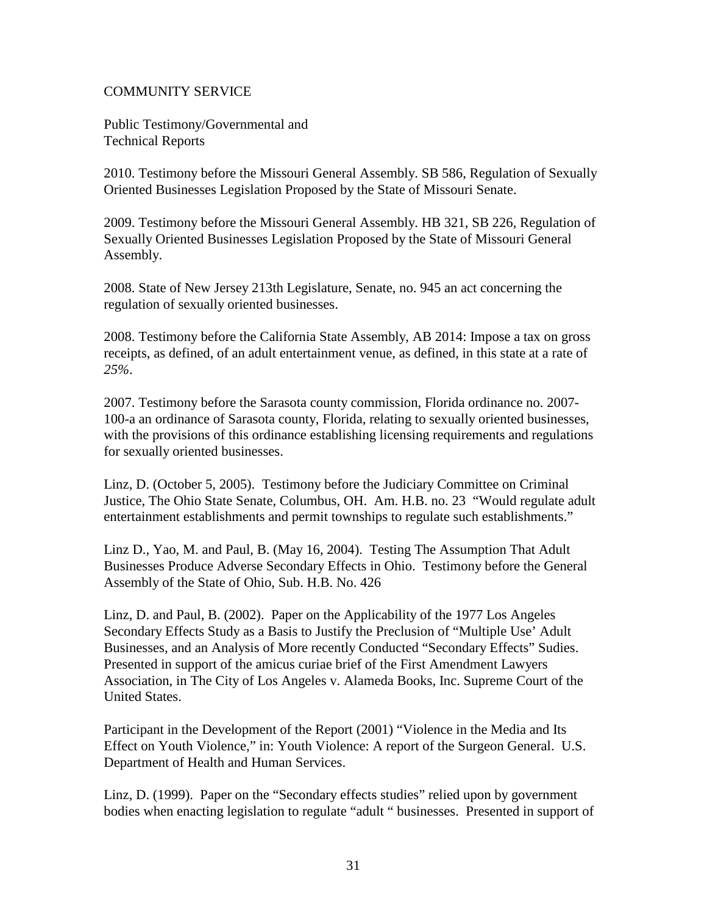COMMUNITY SERVICE

Public Testimony/Governmental and
Technical Reports

2010. Testimony before the Missouri General Assembly. SB 586, Regulation of Sexually Oriented Businesses Legislation Proposed by the State of Missouri Senate.

2009. Testimony before the Missouri General Assembly. HB 321, SB 226, Regulation of Sexually Oriented Businesses Legislation Proposed by the State of Missouri General Assembly.

2008. State of New Jersey 213th Legislature, Senate, no. 945 an act concerning the regulation of sexually oriented businesses.

2008. Testimony before the California State Assembly, AB 2014: Impose a tax on gross receipts, as defined, of an adult entertainment venue, as defined, in this state at a rate of *25%*.

2007. Testimony before the Sarasota county commission, Florida ordinance no. 2007-100-a an ordinance of Sarasota county, Florida, relating to sexually oriented businesses, with the provisions of this ordinance establishing licensing requirements and regulations for sexually oriented businesses.

Linz, D. (October 5, 2005). Testimony before the Judiciary Committee on Criminal Justice, The Ohio State Senate, Columbus, OH. Am. H.B. no. 23 "Would regulate adult entertainment establishments and permit townships to regulate such establishments."

Linz D., Yao, M. and Paul, B. (May 16, 2004). Testing The Assumption That Adult Businesses Produce Adverse Secondary Effects in Ohio. Testimony before the General Assembly of the State of Ohio, Sub. H.B. No. 426

Linz, D. and Paul, B. (2002). Paper on the Applicability of the 1977 Los Angeles Secondary Effects Study as a Basis to Justify the Preclusion of "Multiple Use' Adult Businesses, and an Analysis of More recently Conducted "Secondary Effects" Sudies. Presented in support of the amicus curiae brief of the First Amendment Lawyers Association, in The City of Los Angeles v. Alameda Books, Inc. Supreme Court of the United States.

Participant in the Development of the Report (2001) "Violence in the Media and Its Effect on Youth Violence," in: Youth Violence: A report of the Surgeon General. U.S. Department of Health and Human Services.

Linz, D. (1999). Paper on the "Secondary effects studies" relied upon by government bodies when enacting legislation to regulate "adult " businesses. Presented in support of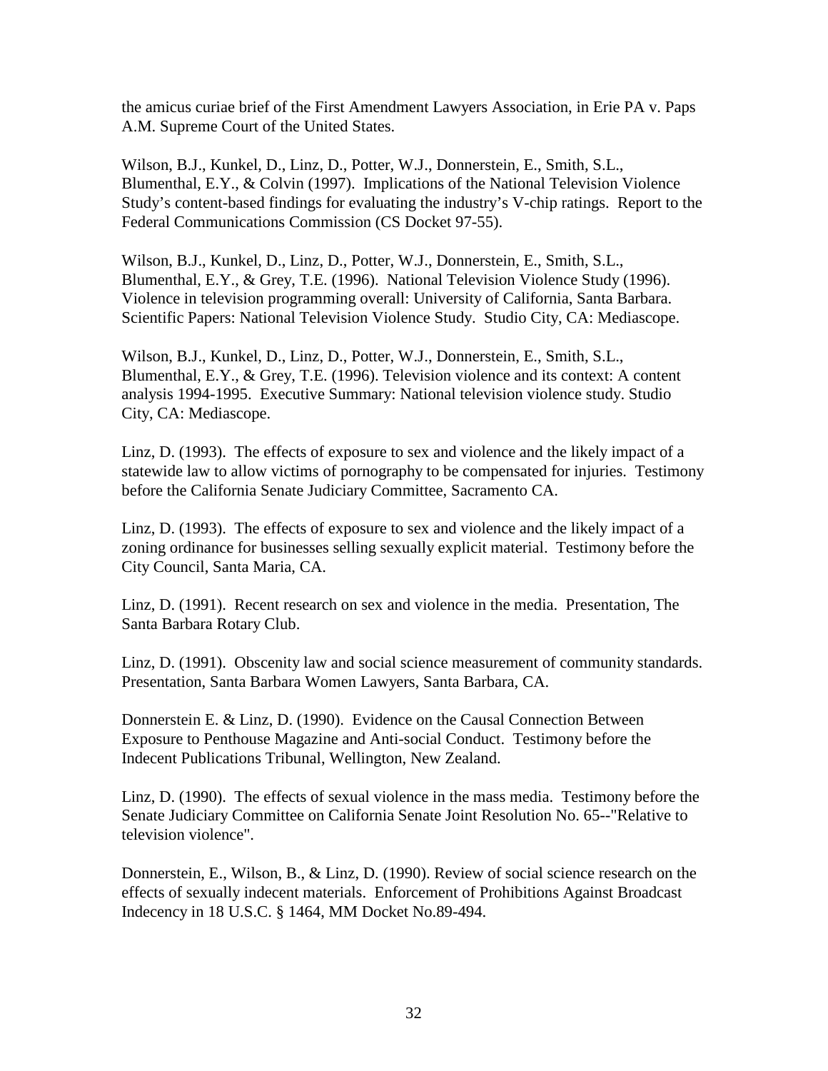the amicus curiae brief of the First Amendment Lawyers Association, in Erie PA v. Paps A.M. Supreme Court of the United States.

Wilson, B.J., Kunkel, D., Linz, D., Potter, W.J., Donnerstein, E., Smith, S.L., Blumenthal, E.Y., & Colvin (1997). Implications of the National Television Violence Study's content-based findings for evaluating the industry's V-chip ratings. Report to the Federal Communications Commission (CS Docket 97-55).

Wilson, B.J., Kunkel, D., Linz, D., Potter, W.J., Donnerstein, E., Smith, S.L., Blumenthal, E.Y., & Grey, T.E. (1996). National Television Violence Study (1996). Violence in television programming overall: University of California, Santa Barbara. Scientific Papers: National Television Violence Study. Studio City, CA: Mediascope.

Wilson, B.J., Kunkel, D., Linz, D., Potter, W.J., Donnerstein, E., Smith, S.L., Blumenthal, E.Y., & Grey, T.E. (1996). Television violence and its context: A content analysis 1994-1995. Executive Summary: National television violence study. Studio City, CA: Mediascope.

Linz, D. (1993). The effects of exposure to sex and violence and the likely impact of a statewide law to allow victims of pornography to be compensated for injuries. Testimony before the California Senate Judiciary Committee, Sacramento CA.

Linz, D. (1993). The effects of exposure to sex and violence and the likely impact of a zoning ordinance for businesses selling sexually explicit material. Testimony before the City Council, Santa Maria, CA.

Linz, D. (1991). Recent research on sex and violence in the media. Presentation, The Santa Barbara Rotary Club.

Linz, D. (1991). Obscenity law and social science measurement of community standards. Presentation, Santa Barbara Women Lawyers, Santa Barbara, CA.

Donnerstein E. & Linz, D. (1990). Evidence on the Causal Connection Between Exposure to Penthouse Magazine and Anti-social Conduct. Testimony before the Indecent Publications Tribunal, Wellington, New Zealand.

Linz, D. (1990). The effects of sexual violence in the mass media. Testimony before the Senate Judiciary Committee on California Senate Joint Resolution No. 65--"Relative to television violence".

Donnerstein, E., Wilson, B., & Linz, D. (1990). Review of social science research on the effects of sexually indecent materials. Enforcement of Prohibitions Against Broadcast Indecency in 18 U.S.C. § 1464, MM Docket No.89-494.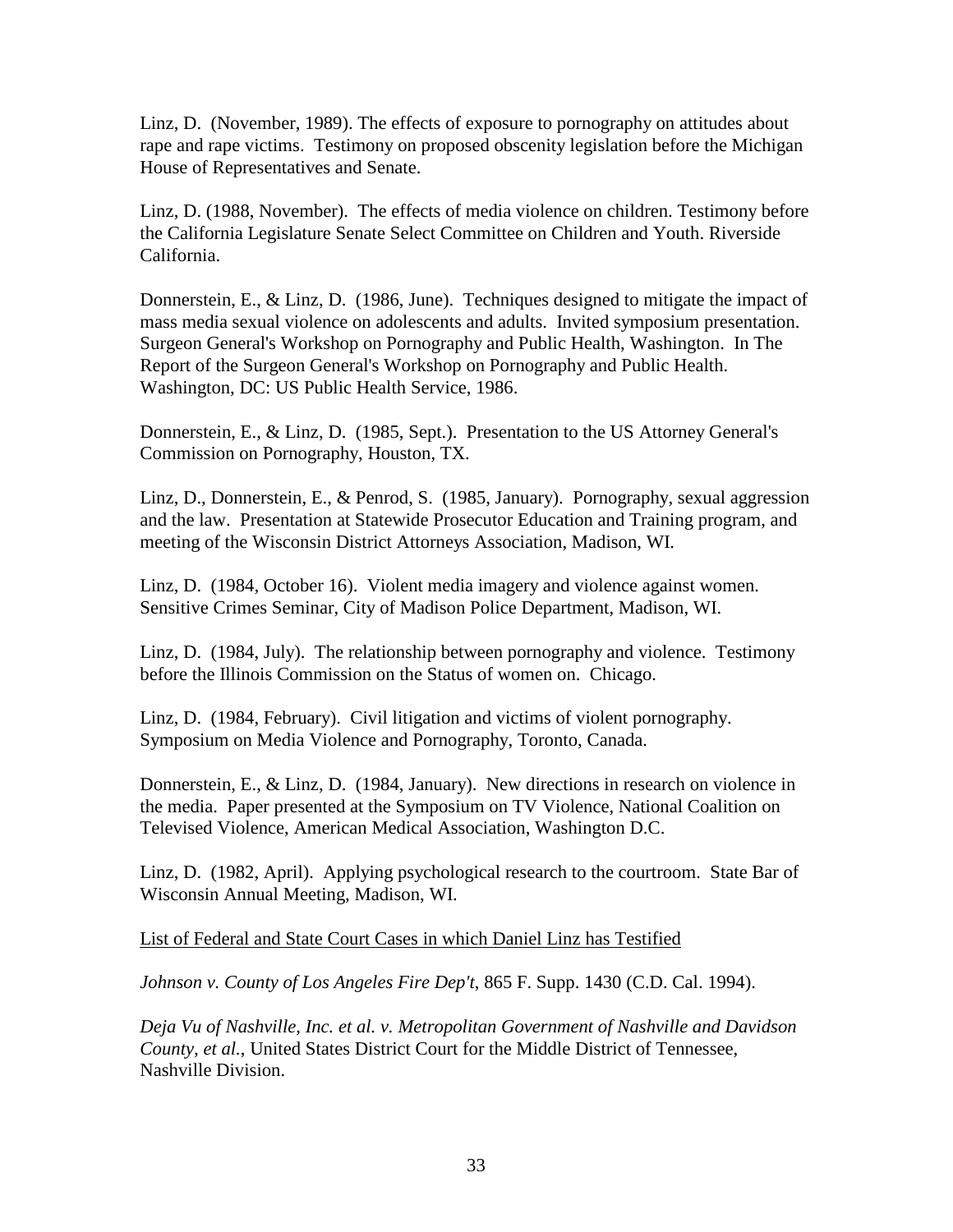Linz, D. (November, 1989). The effects of exposure to pornography on attitudes about rape and rape victims. Testimony on proposed obscenity legislation before the Michigan House of Representatives and Senate.

Linz, D. (1988, November). The effects of media violence on children. Testimony before the California Legislature Senate Select Committee on Children and Youth. Riverside California.

Donnerstein, E., & Linz, D. (1986, June). Techniques designed to mitigate the impact of mass media sexual violence on adolescents and adults. Invited symposium presentation. Surgeon General's Workshop on Pornography and Public Health, Washington. In The Report of the Surgeon General's Workshop on Pornography and Public Health. Washington, DC: US Public Health Service, 1986.

Donnerstein, E., & Linz, D. (1985, Sept.). Presentation to the US Attorney General's Commission on Pornography, Houston, TX.

Linz, D., Donnerstein, E., & Penrod, S. (1985, January). Pornography, sexual aggression and the law. Presentation at Statewide Prosecutor Education and Training program, and meeting of the Wisconsin District Attorneys Association, Madison, WI.

Linz, D. (1984, October 16). Violent media imagery and violence against women. Sensitive Crimes Seminar, City of Madison Police Department, Madison, WI.

Linz, D. (1984, July). The relationship between pornography and violence. Testimony before the Illinois Commission on the Status of women on. Chicago.

Linz, D. (1984, February). Civil litigation and victims of violent pornography. Symposium on Media Violence and Pornography, Toronto, Canada.

Donnerstein, E., & Linz, D. (1984, January). New directions in research on violence in the media. Paper presented at the Symposium on TV Violence, National Coalition on Televised Violence, American Medical Association, Washington D.C.

Linz, D. (1982, April). Applying psychological research to the courtroom. State Bar of Wisconsin Annual Meeting, Madison, WI.

<u>List of Federal and State Court Cases in which Daniel Linz has Testified</u>

*Johnson v. County of Los Angeles Fire Dep't*, 865 F. Supp. 1430 (C.D. Cal. 1994).

*Deja Vu of Nashville, Inc. et al. v. Metropolitan Government of Nashville and Davidson County, et al.*, United States District Court for the Middle District of Tennessee, Nashville Division.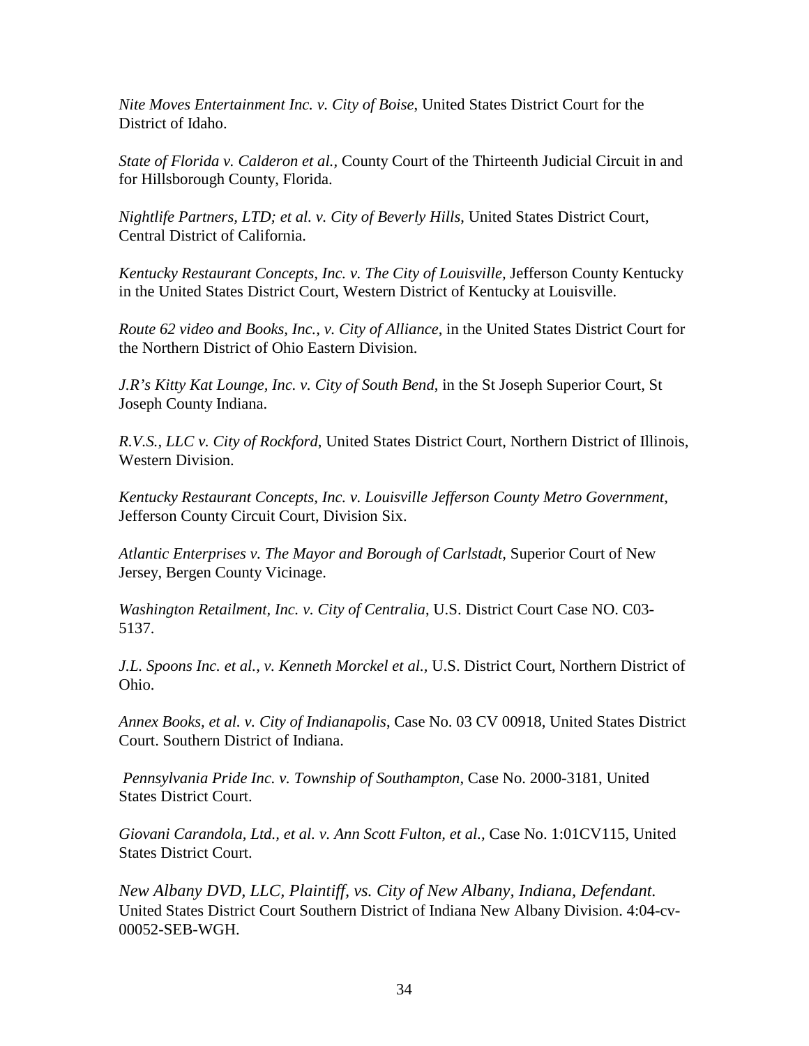*Nite Moves Entertainment Inc. v. City of Boise*, United States District Court for the District of Idaho.

*State of Florida v. Calderon et al.*, County Court of the Thirteenth Judicial Circuit in and for Hillsborough County, Florida.

*Nightlife Partners, LTD; et al. v. City of Beverly Hills*, United States District Court, Central District of California.

*Kentucky Restaurant Concepts, Inc. v. The City of Louisville,* Jefferson County Kentucky in the United States District Court, Western District of Kentucky at Louisville.

*Route 62 video and Books, Inc., v. City of Alliance*, in the United States District Court for the Northern District of Ohio Eastern Division.

*J.R's Kitty Kat Lounge, Inc. v. City of South Bend*, in the St Joseph Superior Court, St Joseph County Indiana.

*R.V.S., LLC v. City of Rockford*, United States District Court, Northern District of Illinois, Western Division.

*Kentucky Restaurant Concepts, Inc. v. Louisville Jefferson County Metro Government*, Jefferson County Circuit Court, Division Six.

*Atlantic Enterprises v. The Mayor and Borough of Carlstadt,* Superior Court of New Jersey, Bergen County Vicinage.

*Washington Retailment, Inc. v. City of Centralia*, U.S. District Court Case NO. C03-5137.

*J.L. Spoons Inc. et al., v. Kenneth Morckel et al.*, U.S. District Court, Northern District of Ohio.

*Annex Books, et al. v. City of Indianapolis*, Case No. 03 CV 00918, United States District Court. Southern District of Indiana.

*Pennsylvania Pride Inc. v. Township of Southampton*, Case No. 2000-3181, United States District Court.

*Giovani Carandola, Ltd., et al. v. Ann Scott Fulton, et al.,* Case No. 1:01CV115, United States District Court.

*New Albany DVD, LLC, Plaintiff, vs. City of New Albany, Indiana, Defendant*. United States District Court Southern District of Indiana New Albany Division. 4:04-cv-00052-SEB-WGH.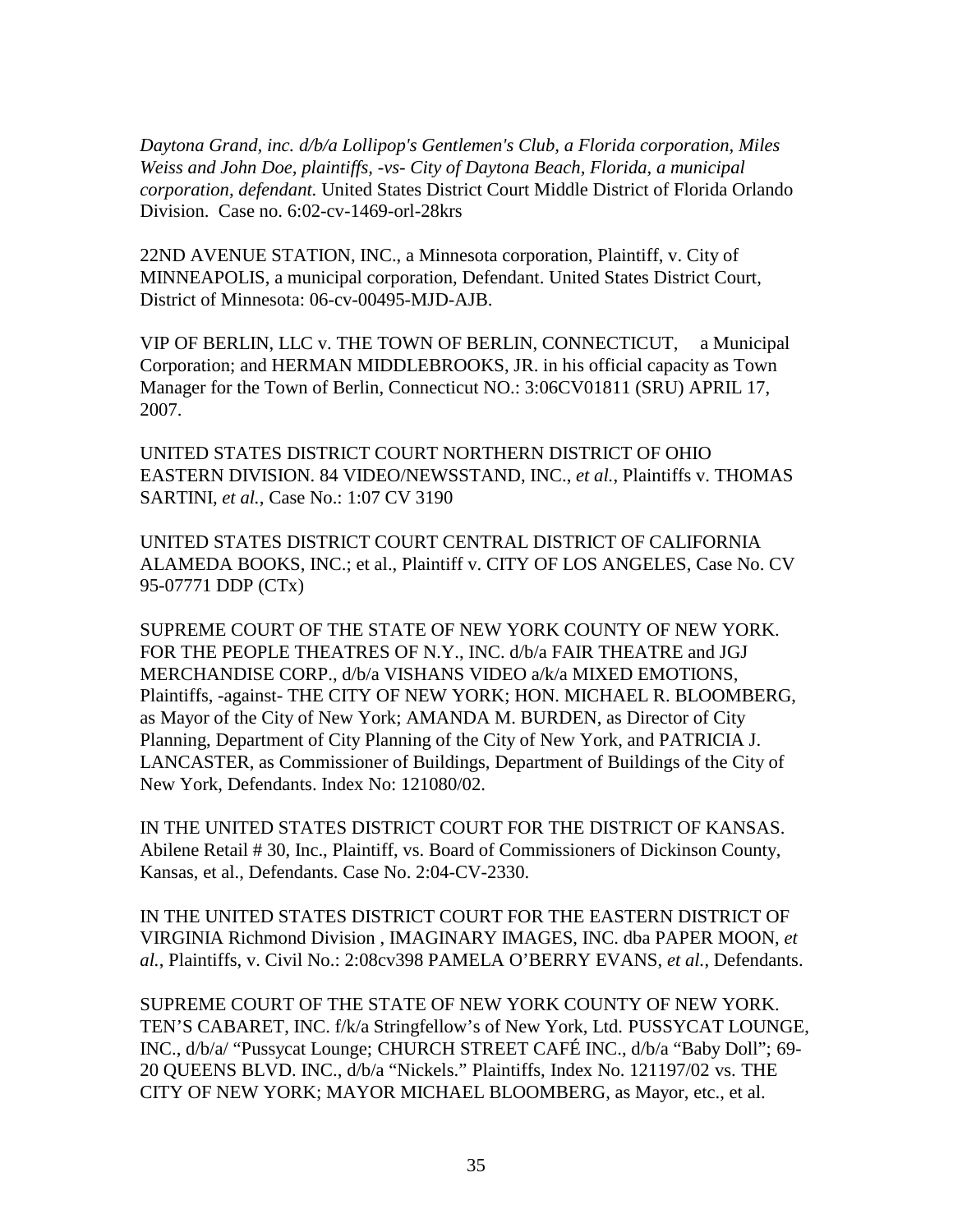*Daytona Grand, inc. d/b/a Lollipop's Gentlemen's Club, a Florida corporation, Miles Weiss and John Doe, plaintiffs, -vs- City of Daytona Beach, Florida, a municipal corporation, defendant.* United States District Court Middle District of Florida Orlando Division. Case no. 6:02-cv-1469-orl-28krs

22ND AVENUE STATION, INC., a Minnesota corporation, Plaintiff, v. City of MINNEAPOLIS, a municipal corporation, Defendant. United States District Court, District of Minnesota: 06-cv-00495-MJD-AJB.

VIP OF BERLIN, LLC v. THE TOWN OF BERLIN, CONNECTICUT, a Municipal Corporation; and HERMAN MIDDLEBROOKS, JR. in his official capacity as Town Manager for the Town of Berlin, Connecticut NO.: 3:06CV01811 (SRU) APRIL 17, 2007.

UNITED STATES DISTRICT COURT NORTHERN DISTRICT OF OHIO EASTERN DIVISION. 84 VIDEO/NEWSSTAND, INC., *et al.*, Plaintiffs v. THOMAS SARTINI, *et al.*, Case No.: 1:07 CV 3190

UNITED STATES DISTRICT COURT CENTRAL DISTRICT OF CALIFORNIA ALAMEDA BOOKS, INC.; et al., Plaintiff v. CITY OF LOS ANGELES, Case No. CV 95-07771 DDP (CTx)

SUPREME COURT OF THE STATE OF NEW YORK COUNTY OF NEW YORK. FOR THE PEOPLE THEATRES OF N.Y., INC. d/b/a FAIR THEATRE and JGJ MERCHANDISE CORP., d/b/a VISHANS VIDEO a/k/a MIXED EMOTIONS, Plaintiffs, -against- THE CITY OF NEW YORK; HON. MICHAEL R. BLOOMBERG, as Mayor of the City of New York; AMANDA M. BURDEN, as Director of City Planning, Department of City Planning of the City of New York, and PATRICIA J. LANCASTER, as Commissioner of Buildings, Department of Buildings of the City of New York, Defendants. Index No: 121080/02.

IN THE UNITED STATES DISTRICT COURT FOR THE DISTRICT OF KANSAS. Abilene Retail # 30, Inc., Plaintiff, vs. Board of Commissioners of Dickinson County, Kansas, et al., Defendants. Case No. 2:04-CV-2330.

IN THE UNITED STATES DISTRICT COURT FOR THE EASTERN DISTRICT OF VIRGINIA Richmond Division , IMAGINARY IMAGES, INC. dba PAPER MOON, *et al.*, Plaintiffs, v. Civil No.: 2:08cv398 PAMELA O'BERRY EVANS, *et al.*, Defendants.

SUPREME COURT OF THE STATE OF NEW YORK COUNTY OF NEW YORK. TEN'S CABARET, INC. f/k/a Stringfellow's of New York, Ltd. PUSSYCAT LOUNGE, INC., d/b/a/ "Pussycat Lounge; CHURCH STREET CAFÉ INC., d/b/a "Baby Doll"; 69-20 QUEENS BLVD. INC., d/b/a "Nickels." Plaintiffs, Index No. 121197/02 vs. THE CITY OF NEW YORK; MAYOR MICHAEL BLOOMBERG, as Mayor, etc., et al.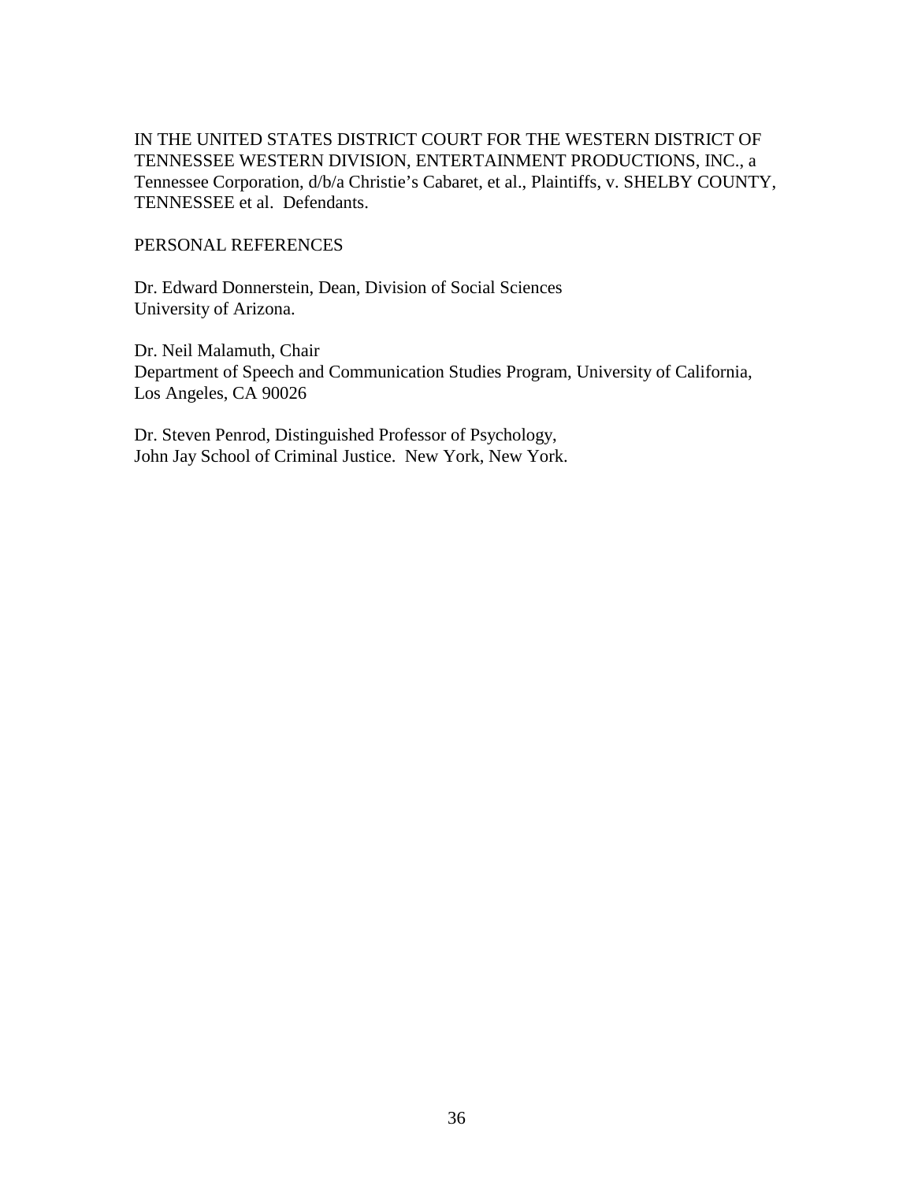IN THE UNITED STATES DISTRICT COURT FOR THE WESTERN DISTRICT OF TENNESSEE WESTERN DIVISION, ENTERTAINMENT PRODUCTIONS, INC., a Tennessee Corporation, d/b/a Christie's Cabaret, et al., Plaintiffs, v. SHELBY COUNTY, TENNESSEE et al. Defendants.

PERSONAL REFERENCES

Dr. Edward Donnerstein, Dean, Division of Social Sciences
University of Arizona.

Dr. Neil Malamuth, Chair
Department of Speech and Communication Studies Program, University of California, Los Angeles, CA 90026

Dr. Steven Penrod, Distinguished Professor of Psychology,
John Jay School of Criminal Justice. New York, New York.